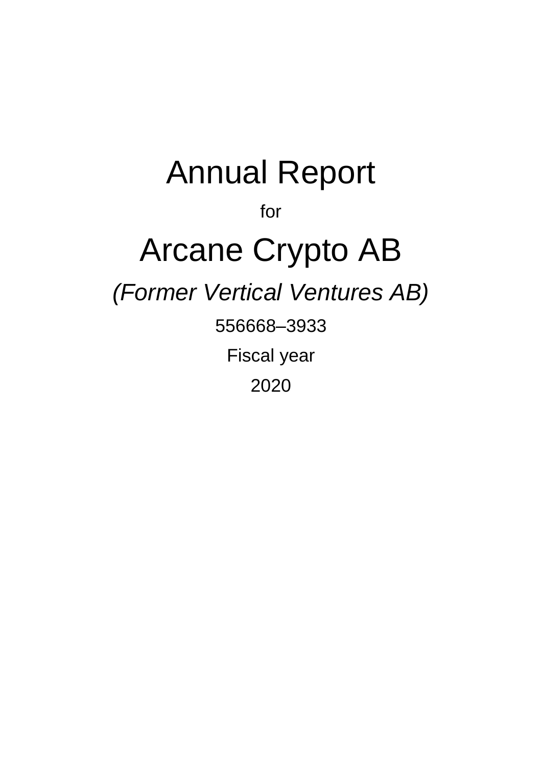# Annual Report

for

# Arcane Crypto AB

*(Former Vertical Ventures AB)*

556668–3933

Fiscal year

2020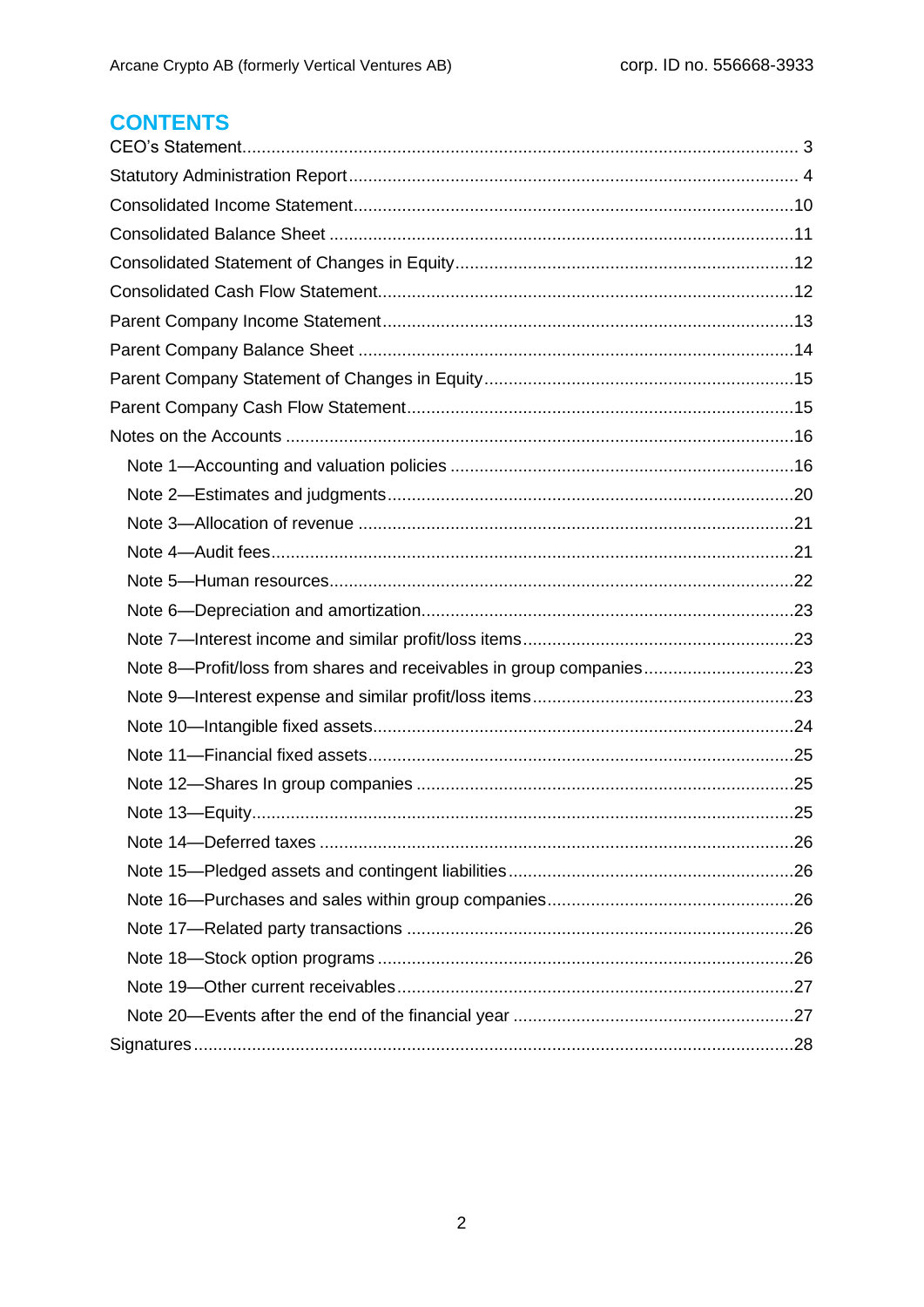## CONTENTS

CEO's Statement ........................................................................................................... 3

Statutory Administration Report ........................................................................................ 4

Consolidated Income Statement .......................................................................................10

Consolidated Balance Sheet .............................................................................................11

Consolidated Statement of Changes in Equity ...................................................................12

Consolidated Cash Flow Statement ...................................................................................12

Parent Company Income Statement ..................................................................................13

Parent Company Balance Sheet .......................................................................................14

Parent Company Statement of Changes in Equity .............................................................15

Parent Company Cash Flow Statement .............................................................................15

Notes on the Accounts ......................................................................................................16

- Note 1—Accounting and valuation policies ....................................................................16
- Note 2—Estimates and judgments .................................................................................20
- Note 3—Allocation of revenue .......................................................................................21
- Note 4—Audit fees .........................................................................................................21
- Note 5—Human resources .............................................................................................22
- Note 6—Depreciation and amortization ..........................................................................23
- Note 7—Interest income and similar profit/loss items ......................................................23
- Note 8—Profit/loss from shares and receivables in group companies .............................23
- Note 9—Interest expense and similar profit/loss items ....................................................23
- Note 10—Intangible fixed assets ....................................................................................24
- Note 11—Financial fixed assets .....................................................................................25
- Note 12—Shares In group companies ............................................................................25
- Note 13—Equity .............................................................................................................25
- Note 14—Deferred taxes ...............................................................................................26
- Note 15—Pledged assets and contingent liabilities .........................................................26
- Note 16—Purchases and sales within group companies .................................................26
- Note 17—Related party transactions .............................................................................26
- Note 18—Stock option programs ...................................................................................26
- Note 19—Other current receivables ...............................................................................27
- Note 20—Events after the end of the financial year ........................................................27

Signatures .........................................................................................................................28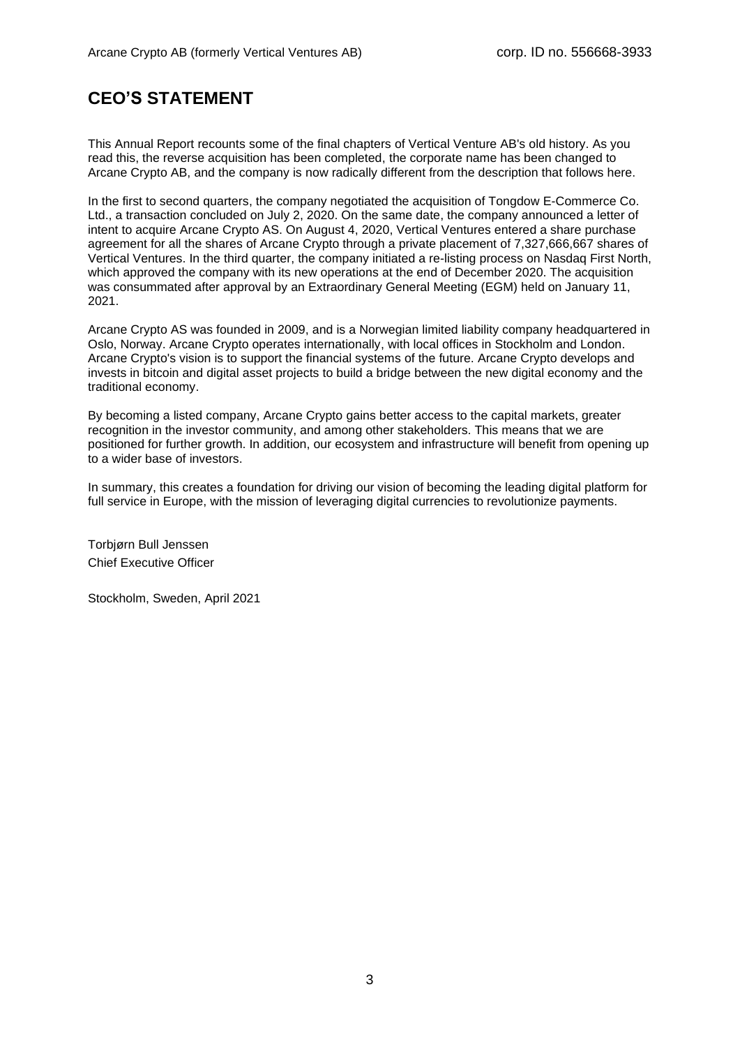# CEO'S STATEMENT

This Annual Report recounts some of the final chapters of Vertical Venture AB's old history. As you read this, the reverse acquisition has been completed, the corporate name has been changed to Arcane Crypto AB, and the company is now radically different from the description that follows here.

In the first to second quarters, the company negotiated the acquisition of Tongdow E-Commerce Co. Ltd., a transaction concluded on July 2, 2020. On the same date, the company announced a letter of intent to acquire Arcane Crypto AS. On August 4, 2020, Vertical Ventures entered a share purchase agreement for all the shares of Arcane Crypto through a private placement of 7,327,666,667 shares of Vertical Ventures. In the third quarter, the company initiated a re-listing process on Nasdaq First North, which approved the company with its new operations at the end of December 2020. The acquisition was consummated after approval by an Extraordinary General Meeting (EGM) held on January 11, 2021.

Arcane Crypto AS was founded in 2009, and is a Norwegian limited liability company headquartered in Oslo, Norway. Arcane Crypto operates internationally, with local offices in Stockholm and London. Arcane Crypto's vision is to support the financial systems of the future. Arcane Crypto develops and invests in bitcoin and digital asset projects to build a bridge between the new digital economy and the traditional economy.

By becoming a listed company, Arcane Crypto gains better access to the capital markets, greater recognition in the investor community, and among other stakeholders. This means that we are positioned for further growth. In addition, our ecosystem and infrastructure will benefit from opening up to a wider base of investors.

In summary, this creates a foundation for driving our vision of becoming the leading digital platform for full service in Europe, with the mission of leveraging digital currencies to revolutionize payments.

Torbjørn Bull Jenssen
Chief Executive Officer

Stockholm, Sweden, April 2021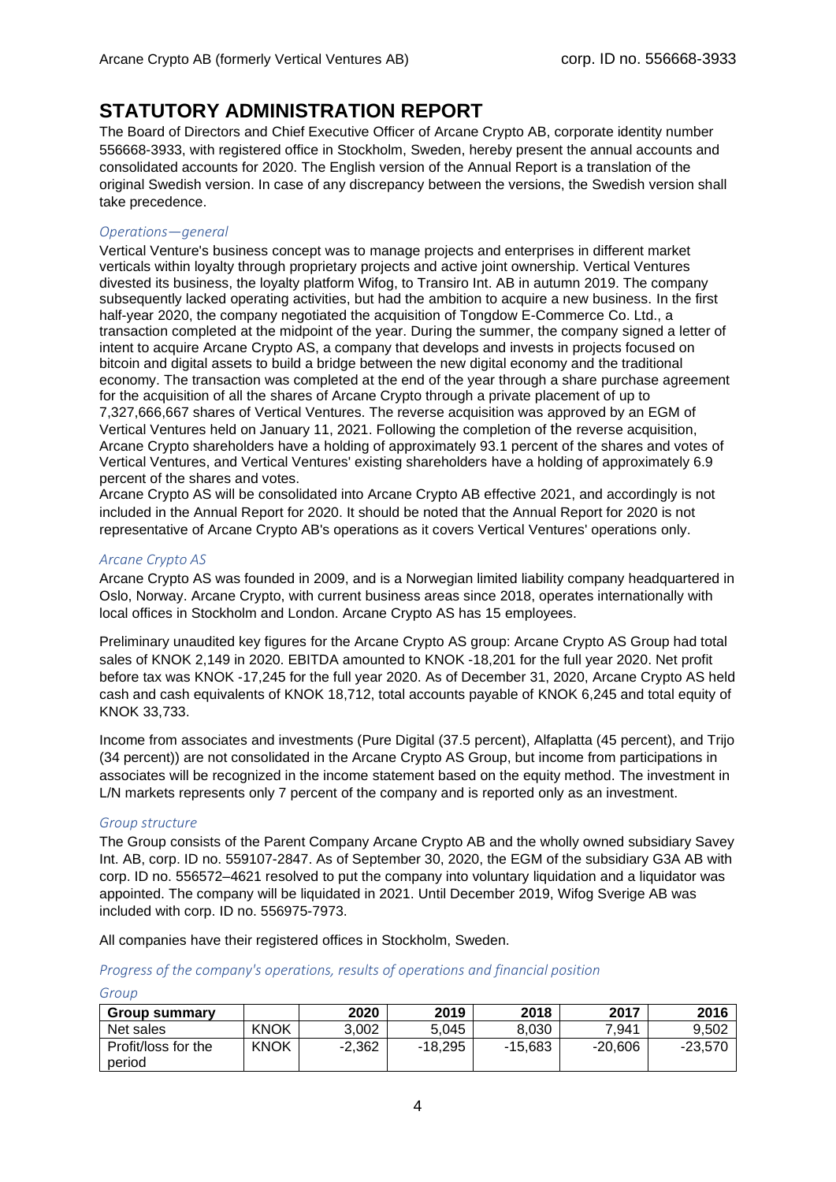# STATUTORY ADMINISTRATION REPORT

The Board of Directors and Chief Executive Officer of Arcane Crypto AB, corporate identity number 556668-3933, with registered office in Stockholm, Sweden, hereby present the annual accounts and consolidated accounts for 2020. The English version of the Annual Report is a translation of the original Swedish version. In case of any discrepancy between the versions, the Swedish version shall take precedence.

*Operations—general*

Vertical Venture's business concept was to manage projects and enterprises in different market verticals within loyalty through proprietary projects and active joint ownership. Vertical Ventures divested its business, the loyalty platform Wifog, to Transiro Int. AB in autumn 2019. The company subsequently lacked operating activities, but had the ambition to acquire a new business. In the first half-year 2020, the company negotiated the acquisition of Tongdow E-Commerce Co. Ltd., a transaction completed at the midpoint of the year. During the summer, the company signed a letter of intent to acquire Arcane Crypto AS, a company that develops and invests in projects focused on bitcoin and digital assets to build a bridge between the new digital economy and the traditional economy. The transaction was completed at the end of the year through a share purchase agreement for the acquisition of all the shares of Arcane Crypto through a private placement of up to 7,327,666,667 shares of Vertical Ventures. The reverse acquisition was approved by an EGM of Vertical Ventures held on January 11, 2021. Following the completion of the reverse acquisition, Arcane Crypto shareholders have a holding of approximately 93.1 percent of the shares and votes of Vertical Ventures, and Vertical Ventures' existing shareholders have a holding of approximately 6.9 percent of the shares and votes.

Arcane Crypto AS will be consolidated into Arcane Crypto AB effective 2021, and accordingly is not included in the Annual Report for 2020. It should be noted that the Annual Report for 2020 is not representative of Arcane Crypto AB's operations as it covers Vertical Ventures' operations only.

*Arcane Crypto AS*

Arcane Crypto AS was founded in 2009, and is a Norwegian limited liability company headquartered in Oslo, Norway. Arcane Crypto, with current business areas since 2018, operates internationally with local offices in Stockholm and London. Arcane Crypto AS has 15 employees.

Preliminary unaudited key figures for the Arcane Crypto AS group: Arcane Crypto AS Group had total sales of KNOK 2,149 in 2020. EBITDA amounted to KNOK -18,201 for the full year 2020. Net profit before tax was KNOK -17,245 for the full year 2020. As of December 31, 2020, Arcane Crypto AS held cash and cash equivalents of KNOK 18,712, total accounts payable of KNOK 6,245 and total equity of KNOK 33,733.

Income from associates and investments (Pure Digital (37.5 percent), Alfaplatta (45 percent), and Trijo (34 percent)) are not consolidated in the Arcane Crypto AS Group, but income from participations in associates will be recognized in the income statement based on the equity method. The investment in L/N markets represents only 7 percent of the company and is reported only as an investment.

*Group structure*

The Group consists of the Parent Company Arcane Crypto AB and the wholly owned subsidiary Savey Int. AB, corp. ID no. 559107-2847. As of September 30, 2020, the EGM of the subsidiary G3A AB with corp. ID no. 556572–4621 resolved to put the company into voluntary liquidation and a liquidator was appointed. The company will be liquidated in 2021. Until December 2019, Wifog Sverige AB was included with corp. ID no. 556975-7973.

All companies have their registered offices in Stockholm, Sweden.

*Progress of the company's operations, results of operations and financial position*

*Group*

| Group summary | | 2020 | 2019 | 2018 | 2017 | 2016 |
|---|---|---|---|---|---|---|
| Net sales | KNOK | 3,002 | 5,045 | 8,030 | 7,941 | 9,502 |
| Profit/loss for the period | KNOK | -2,362 | -18,295 | -15,683 | -20,606 | -23,570 |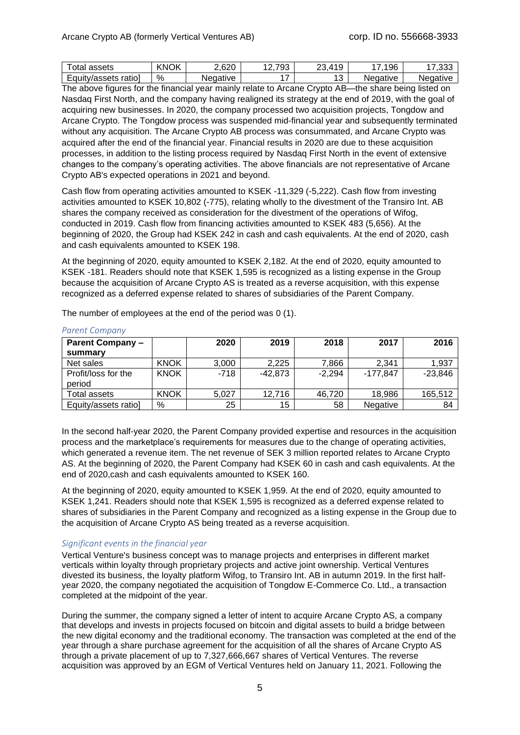| Total assets | KNOK | 2,620 | 12,793 | 23,419 | 17,196 | 17,333 |
|---|---|---|---|---|---|---|
| Equity/assets ratio] | % | Negative | 17 | 13 | Negative | Negative |

The above figures for the financial year mainly relate to Arcane Crypto AB—the share being listed on Nasdaq First North, and the company having realigned its strategy at the end of 2019, with the goal of acquiring new businesses. In 2020, the company processed two acquisition projects, Tongdow and Arcane Crypto. The Tongdow process was suspended mid-financial year and subsequently terminated without any acquisition. The Arcane Crypto AB process was consummated, and Arcane Crypto was acquired after the end of the financial year. Financial results in 2020 are due to these acquisition processes, in addition to the listing process required by Nasdaq First North in the event of extensive changes to the company's operating activities. The above financials are not representative of Arcane Crypto AB's expected operations in 2021 and beyond.

Cash flow from operating activities amounted to KSEK -11,329 (-5,222). Cash flow from investing activities amounted to KSEK 10,802 (-775), relating wholly to the divestment of the Transiro Int. AB shares the company received as consideration for the divestment of the operations of Wifog, conducted in 2019. Cash flow from financing activities amounted to KSEK 483 (5,656). At the beginning of 2020, the Group had KSEK 242 in cash and cash equivalents. At the end of 2020, cash and cash equivalents amounted to KSEK 198.

At the beginning of 2020, equity amounted to KSEK 2,182. At the end of 2020, equity amounted to KSEK -181. Readers should note that KSEK 1,595 is recognized as a listing expense in the Group because the acquisition of Arcane Crypto AS is treated as a reverse acquisition, with this expense recognized as a deferred expense related to shares of subsidiaries of the Parent Company.

The number of employees at the end of the period was 0 (1).

### *Parent Company*

| Parent Company – summary | | 2020 | 2019 | 2018 | 2017 | 2016 |
|---|---|---|---|---|---|---|
| Net sales | KNOK | 3,000 | 2,225 | 7,866 | 2,341 | 1,937 |
| Profit/loss for the period | KNOK | -718 | -42,873 | -2,294 | -177,847 | -23,846 |
| Total assets | KNOK | 5,027 | 12,716 | 46,720 | 18,986 | 165,512 |
| Equity/assets ratio] | % | 25 | 15 | 58 | Negative | 84 |

In the second half-year 2020, the Parent Company provided expertise and resources in the acquisition process and the marketplace's requirements for measures due to the change of operating activities, which generated a revenue item. The net revenue of SEK 3 million reported relates to Arcane Crypto AS. At the beginning of 2020, the Parent Company had KSEK 60 in cash and cash equivalents. At the end of 2020,cash and cash equivalents amounted to KSEK 160.

At the beginning of 2020, equity amounted to KSEK 1,959. At the end of 2020, equity amounted to KSEK 1,241. Readers should note that KSEK 1,595 is recognized as a deferred expense related to shares of subsidiaries in the Parent Company and recognized as a listing expense in the Group due to the acquisition of Arcane Crypto AS being treated as a reverse acquisition.

### *Significant events in the financial year*

Vertical Venture's business concept was to manage projects and enterprises in different market verticals within loyalty through proprietary projects and active joint ownership. Vertical Ventures divested its business, the loyalty platform Wifog, to Transiro Int. AB in autumn 2019. In the first half-year 2020, the company negotiated the acquisition of Tongdow E-Commerce Co. Ltd., a transaction completed at the midpoint of the year.

During the summer, the company signed a letter of intent to acquire Arcane Crypto AS, a company that develops and invests in projects focused on bitcoin and digital assets to build a bridge between the new digital economy and the traditional economy. The transaction was completed at the end of the year through a share purchase agreement for the acquisition of all the shares of Arcane Crypto AS through a private placement of up to 7,327,666,667 shares of Vertical Ventures. The reverse acquisition was approved by an EGM of Vertical Ventures held on January 11, 2021. Following the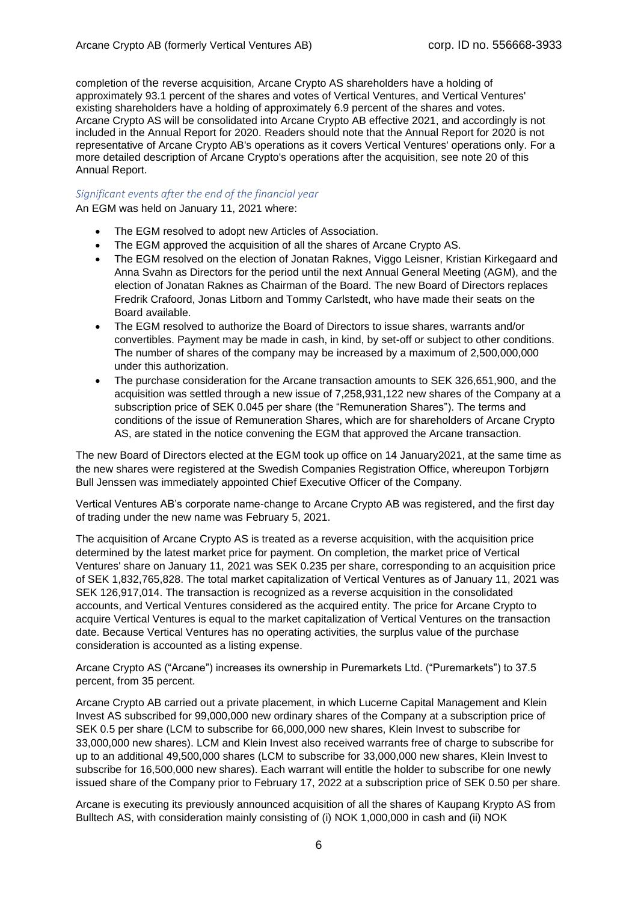completion of the reverse acquisition, Arcane Crypto AS shareholders have a holding of approximately 93.1 percent of the shares and votes of Vertical Ventures, and Vertical Ventures' existing shareholders have a holding of approximately 6.9 percent of the shares and votes. Arcane Crypto AS will be consolidated into Arcane Crypto AB effective 2021, and accordingly is not included in the Annual Report for 2020. Readers should note that the Annual Report for 2020 is not representative of Arcane Crypto AB's operations as it covers Vertical Ventures' operations only. For a more detailed description of Arcane Crypto's operations after the acquisition, see note 20 of this Annual Report.

### *Significant events after the end of the financial year*

An EGM was held on January 11, 2021 where:

- The EGM resolved to adopt new Articles of Association.
- The EGM approved the acquisition of all the shares of Arcane Crypto AS.
- The EGM resolved on the election of Jonatan Raknes, Viggo Leisner, Kristian Kirkegaard and Anna Svahn as Directors for the period until the next Annual General Meeting (AGM), and the election of Jonatan Raknes as Chairman of the Board. The new Board of Directors replaces Fredrik Crafoord, Jonas Litborn and Tommy Carlstedt, who have made their seats on the Board available.
- The EGM resolved to authorize the Board of Directors to issue shares, warrants and/or convertibles. Payment may be made in cash, in kind, by set-off or subject to other conditions. The number of shares of the company may be increased by a maximum of 2,500,000,000 under this authorization.
- The purchase consideration for the Arcane transaction amounts to SEK 326,651,900, and the acquisition was settled through a new issue of 7,258,931,122 new shares of the Company at a subscription price of SEK 0.045 per share (the "Remuneration Shares"). The terms and conditions of the issue of Remuneration Shares, which are for shareholders of Arcane Crypto AS, are stated in the notice convening the EGM that approved the Arcane transaction.

The new Board of Directors elected at the EGM took up office on 14 January2021, at the same time as the new shares were registered at the Swedish Companies Registration Office, whereupon Torbjørn Bull Jenssen was immediately appointed Chief Executive Officer of the Company.

Vertical Ventures AB's corporate name-change to Arcane Crypto AB was registered, and the first day of trading under the new name was February 5, 2021.

The acquisition of Arcane Crypto AS is treated as a reverse acquisition, with the acquisition price determined by the latest market price for payment. On completion, the market price of Vertical Ventures' share on January 11, 2021 was SEK 0.235 per share, corresponding to an acquisition price of SEK 1,832,765,828. The total market capitalization of Vertical Ventures as of January 11, 2021 was SEK 126,917,014. The transaction is recognized as a reverse acquisition in the consolidated accounts, and Vertical Ventures considered as the acquired entity. The price for Arcane Crypto to acquire Vertical Ventures is equal to the market capitalization of Vertical Ventures on the transaction date. Because Vertical Ventures has no operating activities, the surplus value of the purchase consideration is accounted as a listing expense.

Arcane Crypto AS ("Arcane") increases its ownership in Puremarkets Ltd. ("Puremarkets") to 37.5 percent, from 35 percent.

Arcane Crypto AB carried out a private placement, in which Lucerne Capital Management and Klein Invest AS subscribed for 99,000,000 new ordinary shares of the Company at a subscription price of SEK 0.5 per share (LCM to subscribe for 66,000,000 new shares, Klein Invest to subscribe for 33,000,000 new shares). LCM and Klein Invest also received warrants free of charge to subscribe for up to an additional 49,500,000 shares (LCM to subscribe for 33,000,000 new shares, Klein Invest to subscribe for 16,500,000 new shares). Each warrant will entitle the holder to subscribe for one newly issued share of the Company prior to February 17, 2022 at a subscription price of SEK 0.50 per share.

Arcane is executing its previously announced acquisition of all the shares of Kaupang Krypto AS from Bulltech AS, with consideration mainly consisting of (i) NOK 1,000,000 in cash and (ii) NOK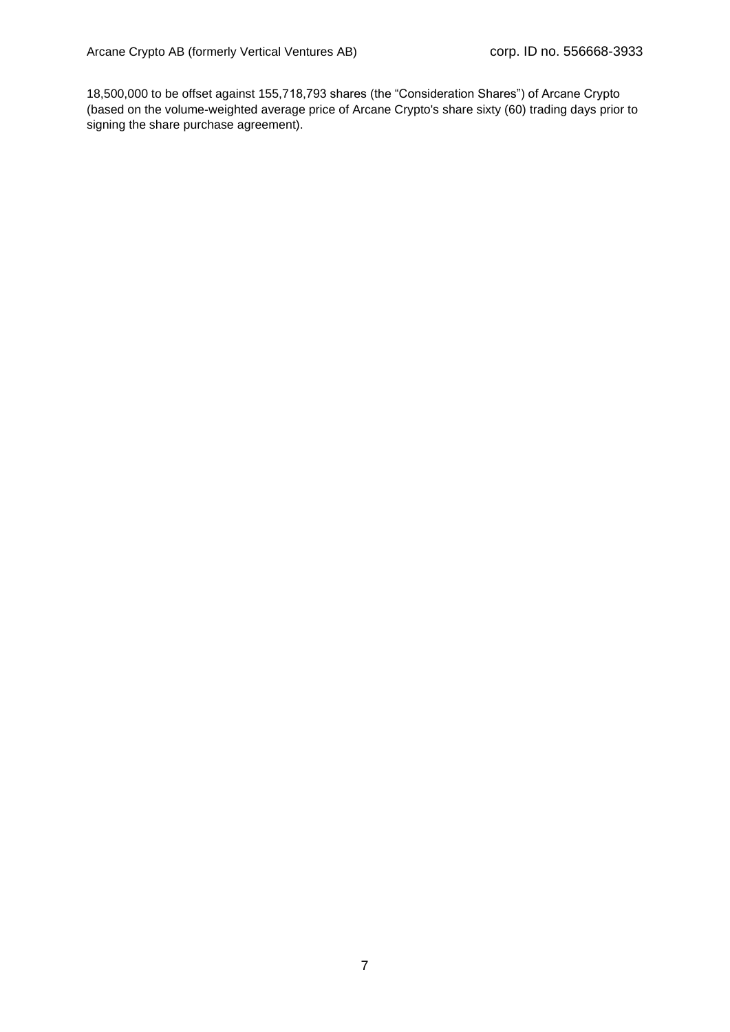18,500,000 to be offset against 155,718,793 shares (the "Consideration Shares") of Arcane Crypto (based on the volume-weighted average price of Arcane Crypto's share sixty (60) trading days prior to signing the share purchase agreement).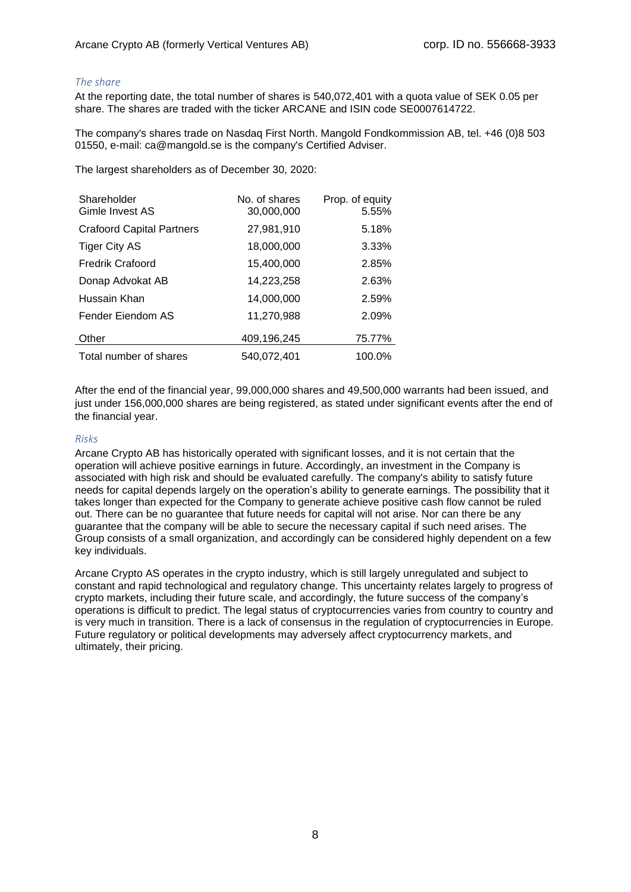### *The share*

At the reporting date, the total number of shares is 540,072,401 with a quota value of SEK 0.05 per share. The shares are traded with the ticker ARCANE and ISIN code SE0007614722.

The company's shares trade on Nasdaq First North. Mangold Fondkommission AB, tel. +46 (0)8 503 01550, e-mail: ca@mangold.se is the company's Certified Adviser.

The largest shareholders as of December 30, 2020:

| Shareholder | No. of shares | Prop. of equity |
|---|---|---|
| Gimle Invest AS | 30,000,000 | 5.55% |
| Crafoord Capital Partners | 27,981,910 | 5.18% |
| Tiger City AS | 18,000,000 | 3.33% |
| Fredrik Crafoord | 15,400,000 | 2.85% |
| Donap Advokat AB | 14,223,258 | 2.63% |
| Hussain Khan | 14,000,000 | 2.59% |
| Fender Eiendom AS | 11,270,988 | 2.09% |
| Other | 409,196,245 | 75.77% |
| Total number of shares | 540,072,401 | 100.0% |

After the end of the financial year, 99,000,000 shares and 49,500,000 warrants had been issued, and just under 156,000,000 shares are being registered, as stated under significant events after the end of the financial year.

### *Risks*

Arcane Crypto AB has historically operated with significant losses, and it is not certain that the operation will achieve positive earnings in future. Accordingly, an investment in the Company is associated with high risk and should be evaluated carefully. The company's ability to satisfy future needs for capital depends largely on the operation's ability to generate earnings. The possibility that it takes longer than expected for the Company to generate achieve positive cash flow cannot be ruled out. There can be no guarantee that future needs for capital will not arise. Nor can there be any guarantee that the company will be able to secure the necessary capital if such need arises. The Group consists of a small organization, and accordingly can be considered highly dependent on a few key individuals.

Arcane Crypto AS operates in the crypto industry, which is still largely unregulated and subject to constant and rapid technological and regulatory change. This uncertainty relates largely to progress of crypto markets, including their future scale, and accordingly, the future success of the company's operations is difficult to predict. The legal status of cryptocurrencies varies from country to country and is very much in transition. There is a lack of consensus in the regulation of cryptocurrencies in Europe. Future regulatory or political developments may adversely affect cryptocurrency markets, and ultimately, their pricing.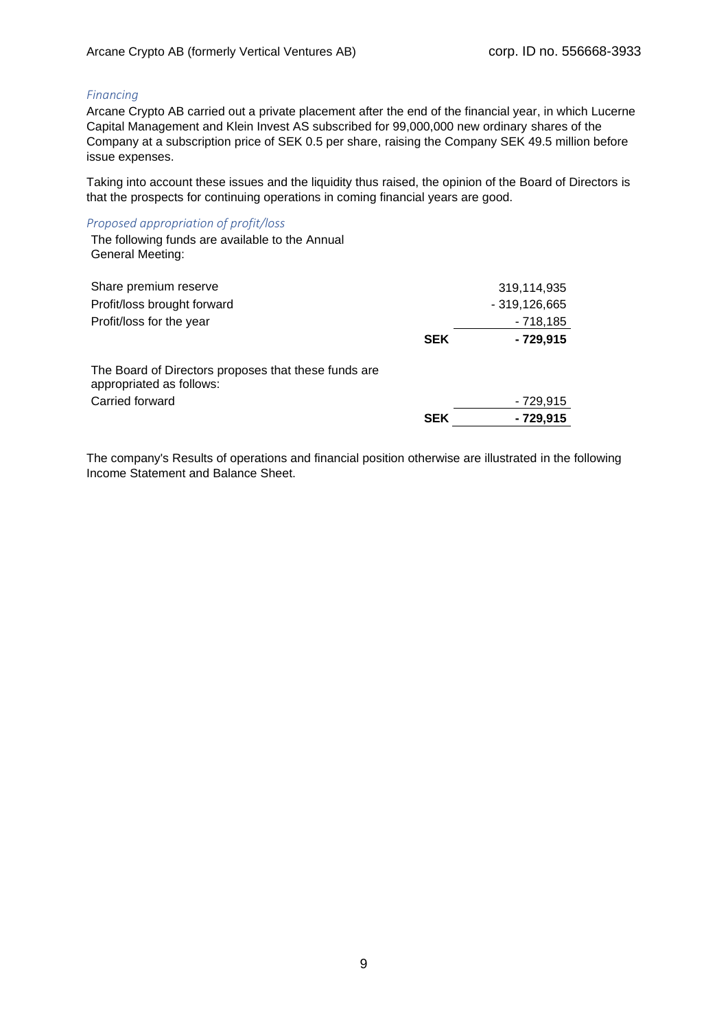*Financing*

Arcane Crypto AB carried out a private placement after the end of the financial year, in which Lucerne Capital Management and Klein Invest AS subscribed for 99,000,000 new ordinary shares of the Company at a subscription price of SEK 0.5 per share, raising the Company SEK 49.5 million before issue expenses.

Taking into account these issues and the liquidity thus raised, the opinion of the Board of Directors is that the prospects for continuing operations in coming financial years are good.

*Proposed appropriation of profit/loss*

The following funds are available to the Annual General Meeting:

| | | |
|---|---|---|
| Share premium reserve | | 319,114,935 |
| Profit/loss brought forward | | - 319,126,665 |
| Profit/loss for the year | | - 718,185 |
| | **SEK** | **- 729,915** |

The Board of Directors proposes that these funds are appropriated as follows:

| | | |
|---|---|---|
| Carried forward | | - 729,915 |
| | **SEK** | **- 729,915** |

The company's Results of operations and financial position otherwise are illustrated in the following Income Statement and Balance Sheet.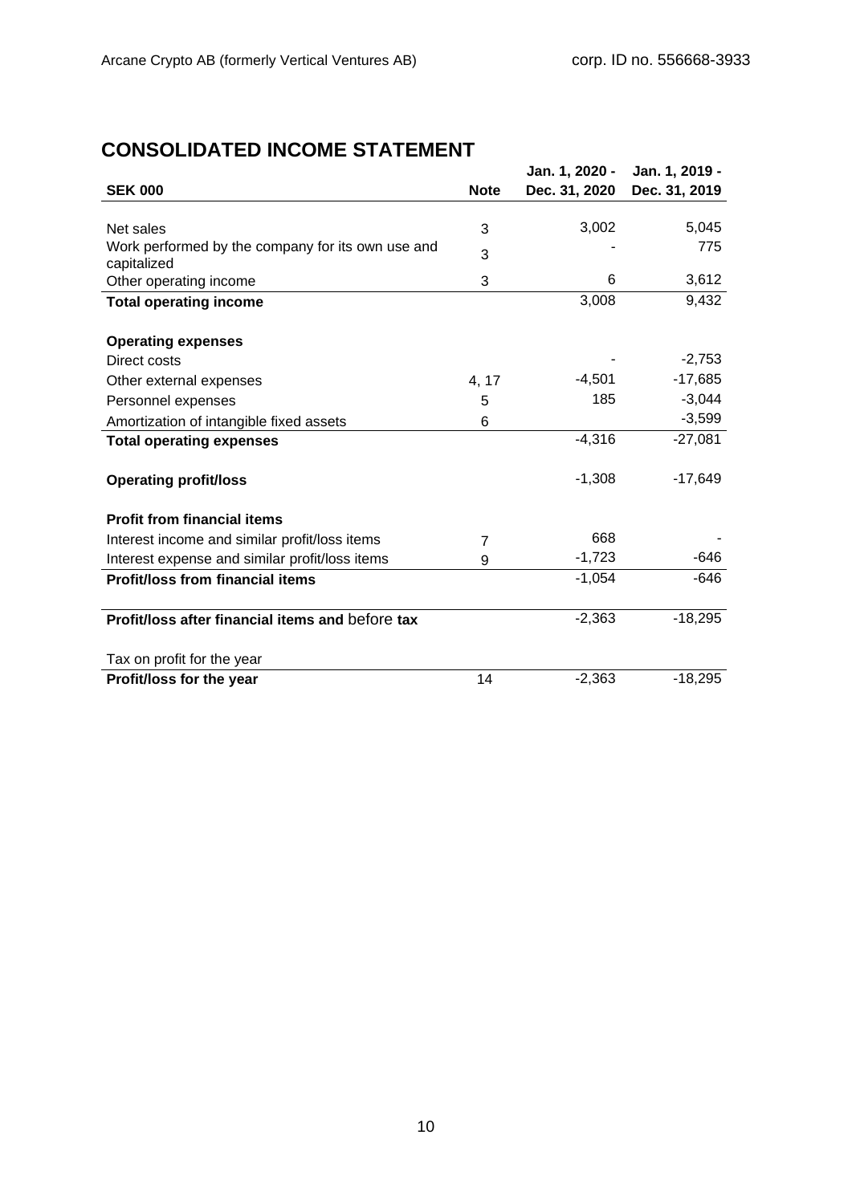# CONSOLIDATED INCOME STATEMENT

| SEK 000 | Note | Jan. 1, 2020 - Dec. 31, 2020 | Jan. 1, 2019 - Dec. 31, 2019 |
|---|---|---|---|
| Net sales | 3 | 3,002 | 5,045 |
| Work performed by the company for its own use and capitalized | 3 | - | 775 |
| Other operating income | 3 | 6 | 3,612 |
| **Total operating income** | | 3,008 | 9,432 |
| | | | |
| **Operating expenses** | | | |
| Direct costs | | - | -2,753 |
| Other external expenses | 4, 17 | -4,501 | -17,685 |
| Personnel expenses | 5 | 185 | -3,044 |
| Amortization of intangible fixed assets | 6 | | -3,599 |
| **Total operating expenses** | | -4,316 | -27,081 |
| | | | |
| **Operating profit/loss** | | -1,308 | -17,649 |
| | | | |
| **Profit from financial items** | | | |
| Interest income and similar profit/loss items | 7 | 668 | - |
| Interest expense and similar profit/loss items | 9 | -1,723 | -646 |
| **Profit/loss from financial items** | | -1,054 | -646 |
| | | | |
| **Profit/loss after financial items and before tax** | | -2,363 | -18,295 |
| | | | |
| Tax on profit for the year | | | |
| **Profit/loss for the year** | 14 | -2,363 | -18,295 |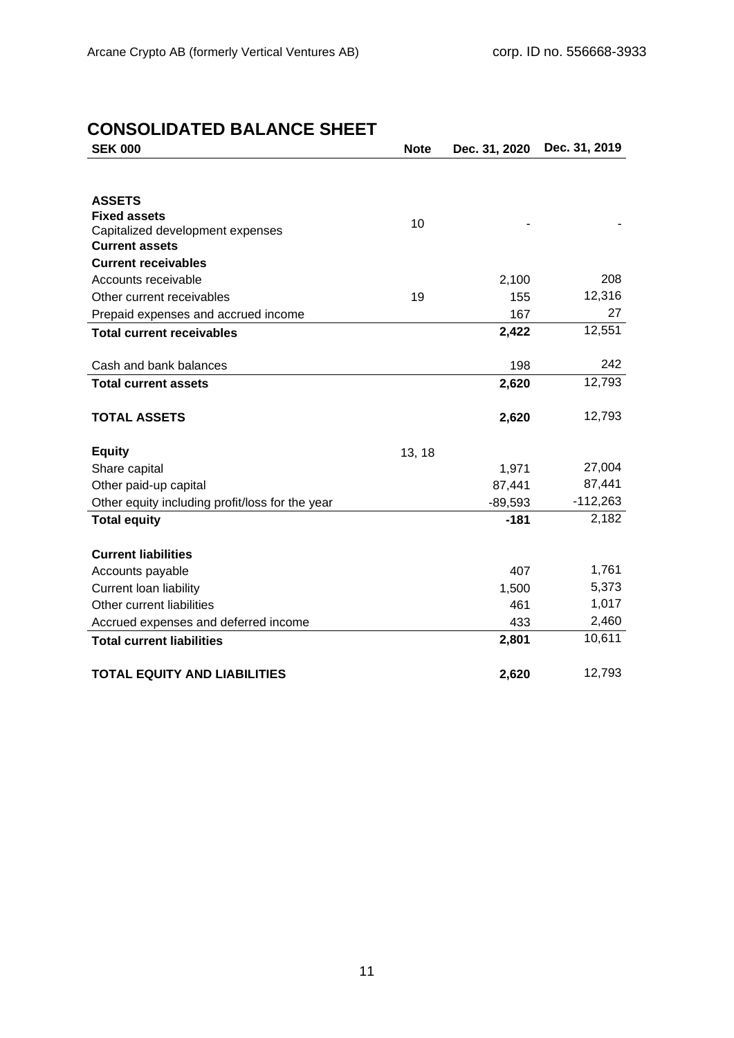# CONSOLIDATED BALANCE SHEET

| SEK 000 | Note | Dec. 31, 2020 | Dec. 31, 2019 |
|---|---|---|---|
| **ASSETS** | | | |
| **Fixed assets** | | | |
| Capitalized development expenses | 10 | - | - |
| **Current assets** | | | |
| **Current receivables** | | | |
| Accounts receivable | | 2,100 | 208 |
| Other current receivables | 19 | 155 | 12,316 |
| Prepaid expenses and accrued income | | 167 | 27 |
| **Total current receivables** | | **2,422** | 12,551 |
| Cash and bank balances | | 198 | 242 |
| **Total current assets** | | **2,620** | 12,793 |
| **TOTAL ASSETS** | | **2,620** | 12,793 |
| **Equity** | 13, 18 | | |
| Share capital | | 1,971 | 27,004 |
| Other paid-up capital | | 87,441 | 87,441 |
| Other equity including profit/loss for the year | | -89,593 | -112,263 |
| **Total equity** | | **-181** | 2,182 |
| **Current liabilities** | | | |
| Accounts payable | | 407 | 1,761 |
| Current loan liability | | 1,500 | 5,373 |
| Other current liabilities | | 461 | 1,017 |
| Accrued expenses and deferred income | | 433 | 2,460 |
| **Total current liabilities** | | **2,801** | 10,611 |
| **TOTAL EQUITY AND LIABILITIES** | | **2,620** | 12,793 |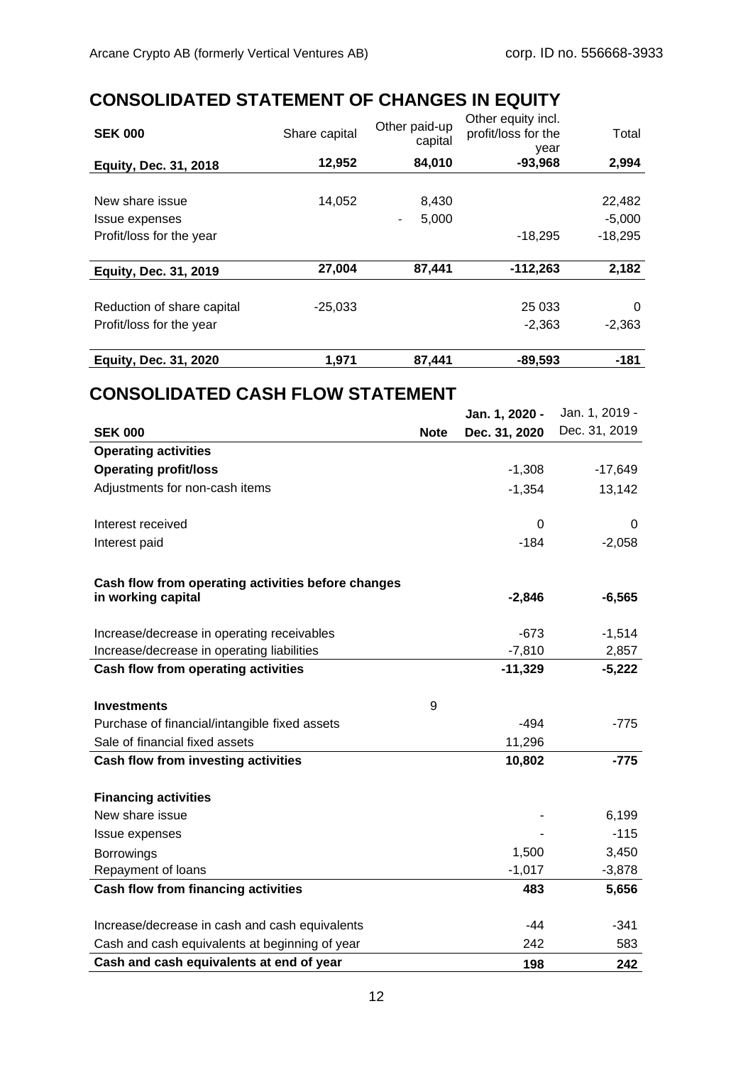## CONSOLIDATED STATEMENT OF CHANGES IN EQUITY

| SEK 000 | Share capital | Other paid-up capital | Other equity incl. profit/loss for the year | Total |
|---|---|---|---|---|
| **Equity, Dec. 31, 2018** | **12,952** | **84,010** | **-93,968** | **2,994** |
| | | | | |
| New share issue | 14,052 | 8,430 | | 22,482 |
| Issue expenses | | - 5,000 | | -5,000 |
| Profit/loss for the year | | | -18,295 | -18,295 |
| | | | | |
| **Equity, Dec. 31, 2019** | **27,004** | **87,441** | **-112,263** | **2,182** |
| | | | | |
| Reduction of share capital | -25,033 | | 25 033 | 0 |
| Profit/loss for the year | | | -2,363 | -2,363 |
| | | | | |
| **Equity, Dec. 31, 2020** | **1,971** | **87,441** | **-89,593** | **-181** |

## CONSOLIDATED CASH FLOW STATEMENT

| SEK 000 | Note | Jan. 1, 2020 - Dec. 31, 2020 | Jan. 1, 2019 - Dec. 31, 2019 |
|---|---|---|---|
| **Operating activities** | | | |
| **Operating profit/loss** | | -1,308 | -17,649 |
| Adjustments for non-cash items | | -1,354 | 13,142 |
| | | | |
| Interest received | | 0 | 0 |
| Interest paid | | -184 | -2,058 |
| | | | |
| **Cash flow from operating activities before changes in working capital** | | **-2,846** | **-6,565** |
| | | | |
| Increase/decrease in operating receivables | | -673 | -1,514 |
| Increase/decrease in operating liabilities | | -7,810 | 2,857 |
| **Cash flow from operating activities** | | **-11,329** | **-5,222** |
| | | | |
| **Investments** | 9 | | |
| Purchase of financial/intangible fixed assets | | -494 | -775 |
| Sale of financial fixed assets | | 11,296 | |
| **Cash flow from investing activities** | | **10,802** | **-775** |
| | | | |
| **Financing activities** | | | |
| New share issue | | - | 6,199 |
| Issue expenses | | - | -115 |
| Borrowings | | 1,500 | 3,450 |
| Repayment of loans | | -1,017 | -3,878 |
| **Cash flow from financing activities** | | **483** | **5,656** |
| | | | |
| Increase/decrease in cash and cash equivalents | | -44 | -341 |
| Cash and cash equivalents at beginning of year | | 242 | 583 |
| **Cash and cash equivalents at end of year** | | **198** | **242** |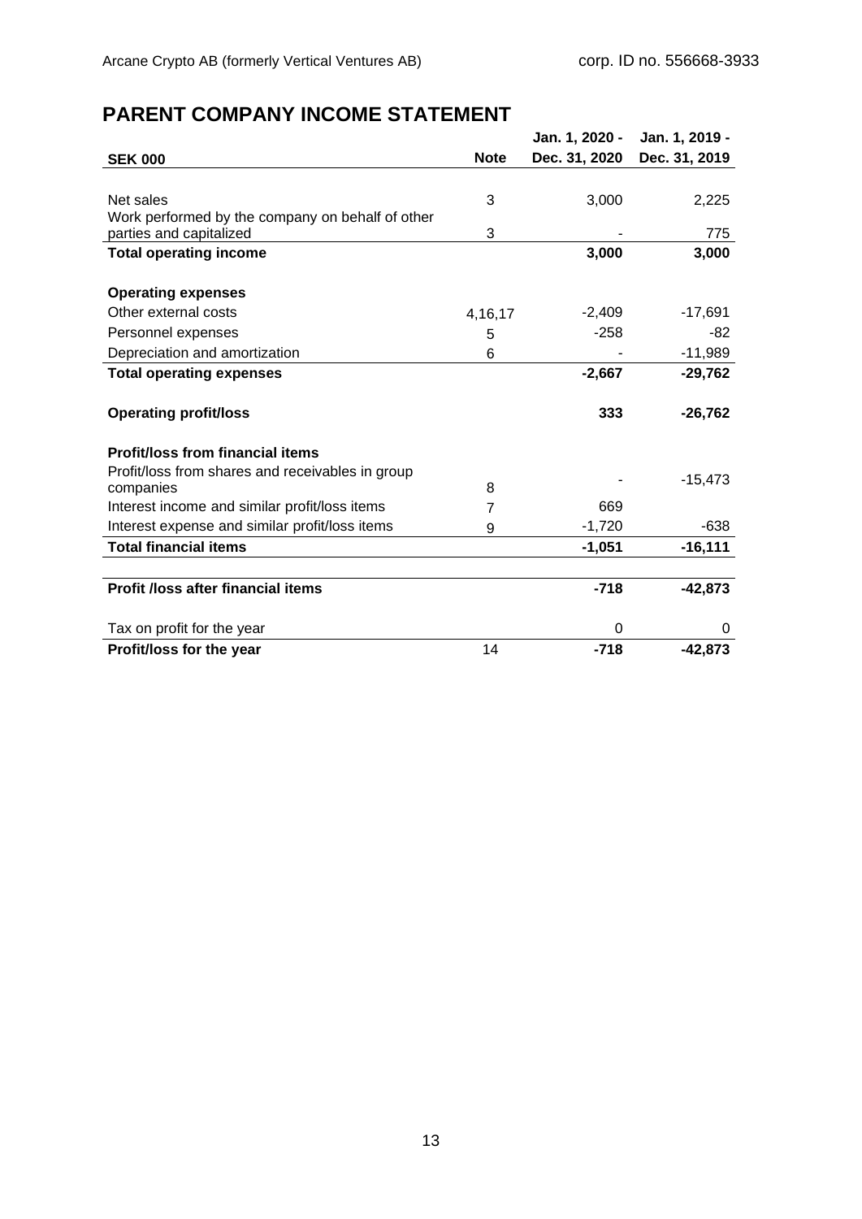# PARENT COMPANY INCOME STATEMENT

| SEK 000 | Note | Jan. 1, 2020 - Dec. 31, 2020 | Jan. 1, 2019 - Dec. 31, 2019 |
|---|---|---|---|
| Net sales | 3 | 3,000 | 2,225 |
| Work performed by the company on behalf of other parties and capitalized | 3 | - | 775 |
| **Total operating income** | | **3,000** | **3,000** |
| | | | |
| **Operating expenses** | | | |
| Other external costs | 4,16,17 | -2,409 | -17,691 |
| Personnel expenses | 5 | -258 | -82 |
| Depreciation and amortization | 6 | - | -11,989 |
| **Total operating expenses** | | **-2,667** | **-29,762** |
| | | | |
| **Operating profit/loss** | | **333** | **-26,762** |
| | | | |
| **Profit/loss from financial items** | | | |
| Profit/loss from shares and receivables in group companies | 8 | - | -15,473 |
| Interest income and similar profit/loss items | 7 | 669 | |
| Interest expense and similar profit/loss items | 9 | -1,720 | -638 |
| **Total financial items** | | **-1,051** | **-16,111** |
| | | | |
| **Profit /loss after financial items** | | **-718** | **-42,873** |
| | | | |
| Tax on profit for the year | | 0 | 0 |
| **Profit/loss for the year** | 14 | **-718** | **-42,873** |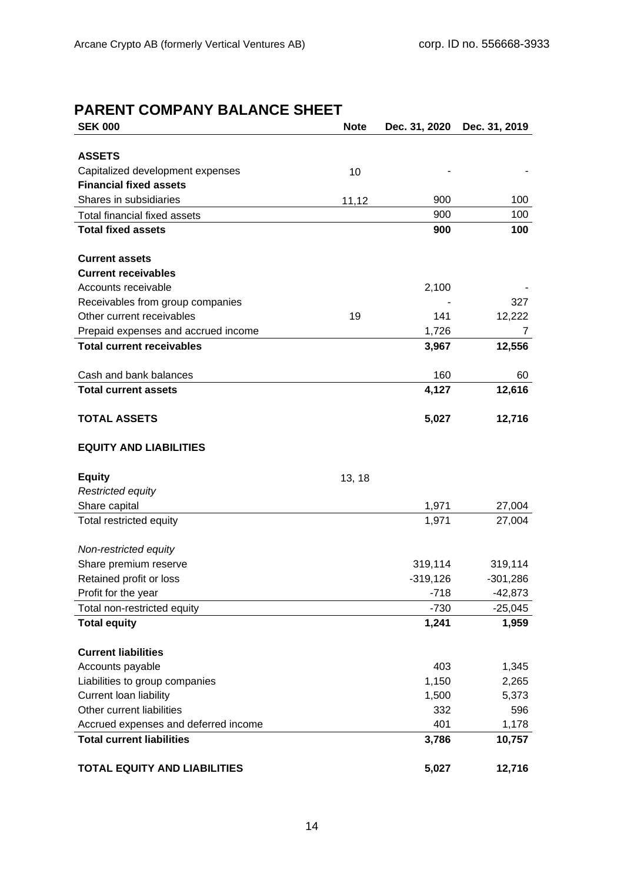# PARENT COMPANY BALANCE SHEET

| SEK 000 | Note | Dec. 31, 2020 | Dec. 31, 2019 |
|---|---|---|---|
| **ASSETS** | | | |
| Capitalized development expenses | 10 | - | - |
| **Financial fixed assets** | | | |
| Shares in subsidiaries | 11,12 | 900 | 100 |
| Total financial fixed assets | | 900 | 100 |
| **Total fixed assets** | | **900** | **100** |
| | | | |
| **Current assets** | | | |
| **Current receivables** | | | |
| Accounts receivable | | 2,100 | - |
| Receivables from group companies | | - | 327 |
| Other current receivables | 19 | 141 | 12,222 |
| Prepaid expenses and accrued income | | 1,726 | 7 |
| **Total current receivables** | | **3,967** | **12,556** |
| | | | |
| Cash and bank balances | | 160 | 60 |
| **Total current assets** | | **4,127** | **12,616** |
| | | | |
| **TOTAL ASSETS** | | **5,027** | **12,716** |
| | | | |
| **EQUITY AND LIABILITIES** | | | |
| | | | |
| **Equity** | 13, 18 | | |
| *Restricted equity* | | | |
| Share capital | | 1,971 | 27,004 |
| Total restricted equity | | 1,971 | 27,004 |
| | | | |
| *Non-restricted equity* | | | |
| Share premium reserve | | 319,114 | 319,114 |
| Retained profit or loss | | -319,126 | -301,286 |
| Profit for the year | | -718 | -42,873 |
| Total non-restricted equity | | -730 | -25,045 |
| **Total equity** | | **1,241** | **1,959** |
| | | | |
| **Current liabilities** | | | |
| Accounts payable | | 403 | 1,345 |
| Liabilities to group companies | | 1,150 | 2,265 |
| Current loan liability | | 1,500 | 5,373 |
| Other current liabilities | | 332 | 596 |
| Accrued expenses and deferred income | | 401 | 1,178 |
| **Total current liabilities** | | **3,786** | **10,757** |
| | | | |
| **TOTAL EQUITY AND LIABILITIES** | | **5,027** | **12,716** |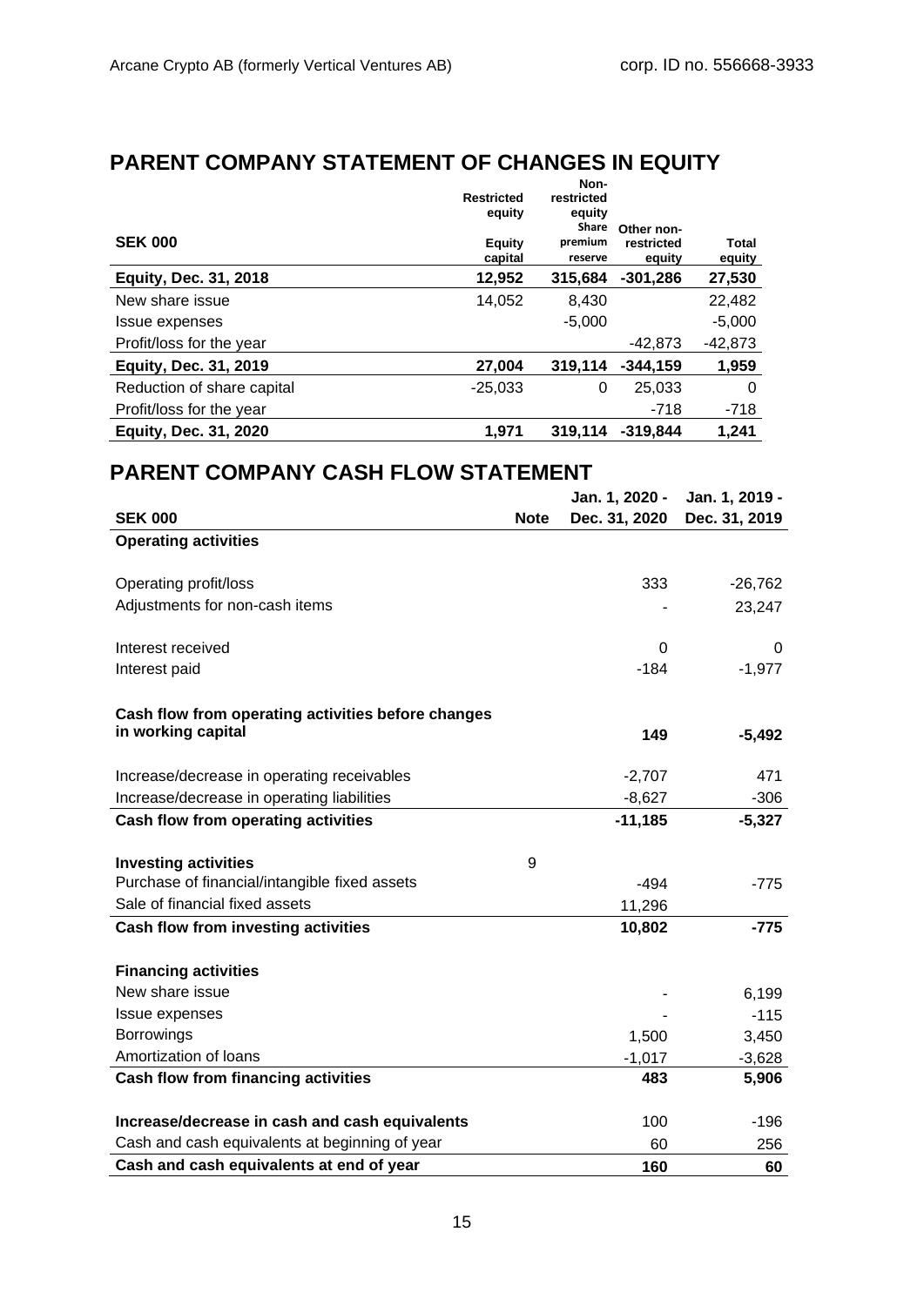## PARENT COMPANY STATEMENT OF CHANGES IN EQUITY

| SEK 000 | Restricted equity | Non-restricted equity | | |
|---|---|---|---|---|
| | Equity capital | Share premium reserve | Other non-restricted equity | Total equity |
| **Equity, Dec. 31, 2018** | **12,952** | **315,684** | **-301,286** | **27,530** |
| New share issue | 14,052 | 8,430 | | 22,482 |
| Issue expenses | | -5,000 | | -5,000 |
| Profit/loss for the year | | | -42,873 | -42,873 |
| **Equity, Dec. 31, 2019** | **27,004** | **319,114** | **-344,159** | **1,959** |
| Reduction of share capital | -25,033 | 0 | 25,033 | 0 |
| Profit/loss for the year | | | -718 | -718 |
| **Equity, Dec. 31, 2020** | **1,971** | **319,114** | **-319,844** | **1,241** |

## PARENT COMPANY CASH FLOW STATEMENT

| SEK 000 | Note | Jan. 1, 2020 - Dec. 31, 2020 | Jan. 1, 2019 - Dec. 31, 2019 |
|---|---|---|---|
| **Operating activities** | | | |
| Operating profit/loss | | 333 | -26,762 |
| Adjustments for non-cash items | | - | 23,247 |
| Interest received | | 0 | 0 |
| Interest paid | | -184 | -1,977 |
| **Cash flow from operating activities before changes in working capital** | | **149** | **-5,492** |
| Increase/decrease in operating receivables | | -2,707 | 471 |
| Increase/decrease in operating liabilities | | -8,627 | -306 |
| **Cash flow from operating activities** | | **-11,185** | **-5,327** |
| **Investing activities** | 9 | | |
| Purchase of financial/intangible fixed assets | | -494 | -775 |
| Sale of financial fixed assets | | 11,296 | |
| **Cash flow from investing activities** | | **10,802** | **-775** |
| **Financing activities** | | | |
| New share issue | | - | 6,199 |
| Issue expenses | | - | -115 |
| Borrowings | | 1,500 | 3,450 |
| Amortization of loans | | -1,017 | -3,628 |
| **Cash flow from financing activities** | | **483** | **5,906** |
| **Increase/decrease in cash and cash equivalents** | | 100 | -196 |
| Cash and cash equivalents at beginning of year | | 60 | 256 |
| **Cash and cash equivalents at end of year** | | **160** | **60** |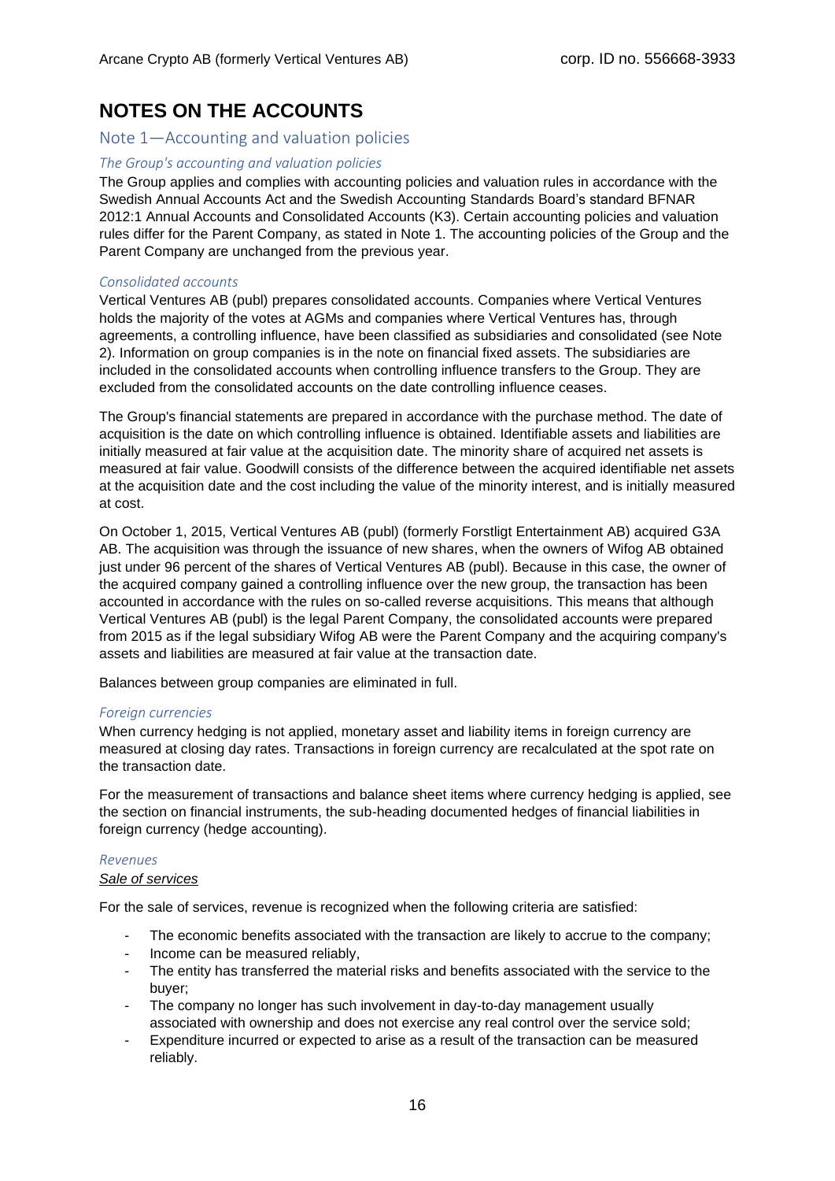# NOTES ON THE ACCOUNTS

## Note 1—Accounting and valuation policies

### *The Group's accounting and valuation policies*

The Group applies and complies with accounting policies and valuation rules in accordance with the Swedish Annual Accounts Act and the Swedish Accounting Standards Board's standard BFNAR 2012:1 Annual Accounts and Consolidated Accounts (K3). Certain accounting policies and valuation rules differ for the Parent Company, as stated in Note 1. The accounting policies of the Group and the Parent Company are unchanged from the previous year.

### *Consolidated accounts*

Vertical Ventures AB (publ) prepares consolidated accounts. Companies where Vertical Ventures holds the majority of the votes at AGMs and companies where Vertical Ventures has, through agreements, a controlling influence, have been classified as subsidiaries and consolidated (see Note 2). Information on group companies is in the note on financial fixed assets. The subsidiaries are included in the consolidated accounts when controlling influence transfers to the Group. They are excluded from the consolidated accounts on the date controlling influence ceases.

The Group's financial statements are prepared in accordance with the purchase method. The date of acquisition is the date on which controlling influence is obtained. Identifiable assets and liabilities are initially measured at fair value at the acquisition date. The minority share of acquired net assets is measured at fair value. Goodwill consists of the difference between the acquired identifiable net assets at the acquisition date and the cost including the value of the minority interest, and is initially measured at cost.

On October 1, 2015, Vertical Ventures AB (publ) (formerly Forstligt Entertainment AB) acquired G3A AB. The acquisition was through the issuance of new shares, when the owners of Wifog AB obtained just under 96 percent of the shares of Vertical Ventures AB (publ). Because in this case, the owner of the acquired company gained a controlling influence over the new group, the transaction has been accounted in accordance with the rules on so-called reverse acquisitions. This means that although Vertical Ventures AB (publ) is the legal Parent Company, the consolidated accounts were prepared from 2015 as if the legal subsidiary Wifog AB were the Parent Company and the acquiring company's assets and liabilities are measured at fair value at the transaction date.

Balances between group companies are eliminated in full.

### *Foreign currencies*

When currency hedging is not applied, monetary asset and liability items in foreign currency are measured at closing day rates. Transactions in foreign currency are recalculated at the spot rate on the transaction date.

For the measurement of transactions and balance sheet items where currency hedging is applied, see the section on financial instruments, the sub-heading documented hedges of financial liabilities in foreign currency (hedge accounting).

### *Revenues*

#### Sale of services

For the sale of services, revenue is recognized when the following criteria are satisfied:

- The economic benefits associated with the transaction are likely to accrue to the company;
- Income can be measured reliably,
- The entity has transferred the material risks and benefits associated with the service to the buyer;
- The company no longer has such involvement in day-to-day management usually associated with ownership and does not exercise any real control over the service sold;
- Expenditure incurred or expected to arise as a result of the transaction can be measured reliably.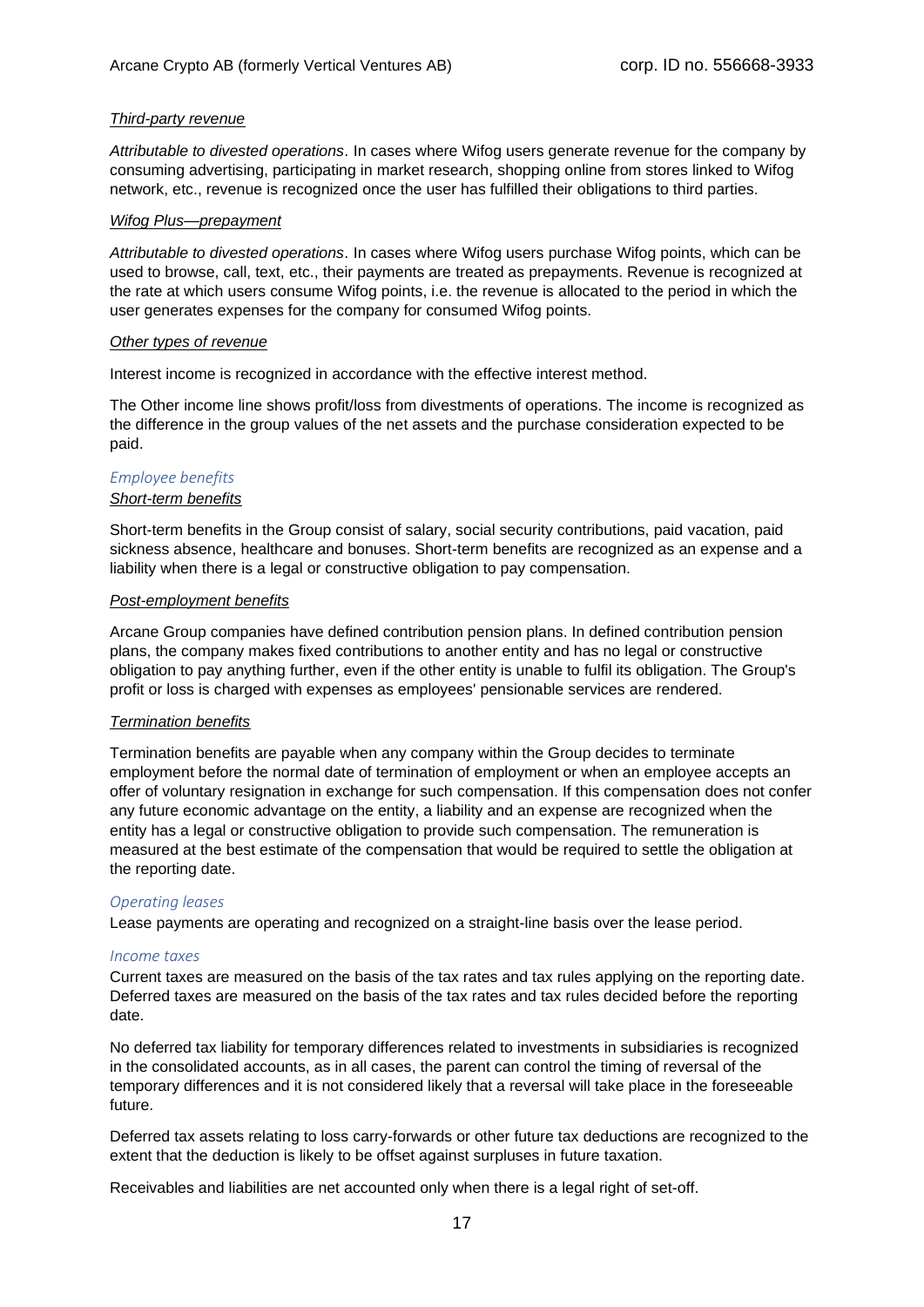*Third-party revenue*

*Attributable to divested operations*. In cases where Wifog users generate revenue for the company by consuming advertising, participating in market research, shopping online from stores linked to Wifog network, etc., revenue is recognized once the user has fulfilled their obligations to third parties.

*Wifog Plus—prepayment*

*Attributable to divested operations*. In cases where Wifog users purchase Wifog points, which can be used to browse, call, text, etc., their payments are treated as prepayments. Revenue is recognized at the rate at which users consume Wifog points, i.e. the revenue is allocated to the period in which the user generates expenses for the company for consumed Wifog points.

*Other types of revenue*

Interest income is recognized in accordance with the effective interest method.

The Other income line shows profit/loss from divestments of operations. The income is recognized as the difference in the group values of the net assets and the purchase consideration expected to be paid.

### *Employee benefits*

*Short-term benefits*

Short-term benefits in the Group consist of salary, social security contributions, paid vacation, paid sickness absence, healthcare and bonuses. Short-term benefits are recognized as an expense and a liability when there is a legal or constructive obligation to pay compensation.

*Post-employment benefits*

Arcane Group companies have defined contribution pension plans. In defined contribution pension plans, the company makes fixed contributions to another entity and has no legal or constructive obligation to pay anything further, even if the other entity is unable to fulfil its obligation. The Group's profit or loss is charged with expenses as employees' pensionable services are rendered.

*Termination benefits*

Termination benefits are payable when any company within the Group decides to terminate employment before the normal date of termination of employment or when an employee accepts an offer of voluntary resignation in exchange for such compensation. If this compensation does not confer any future economic advantage on the entity, a liability and an expense are recognized when the entity has a legal or constructive obligation to provide such compensation. The remuneration is measured at the best estimate of the compensation that would be required to settle the obligation at the reporting date.

### *Operating leases*

Lease payments are operating and recognized on a straight-line basis over the lease period.

### *Income taxes*

Current taxes are measured on the basis of the tax rates and tax rules applying on the reporting date. Deferred taxes are measured on the basis of the tax rates and tax rules decided before the reporting date.

No deferred tax liability for temporary differences related to investments in subsidiaries is recognized in the consolidated accounts, as in all cases, the parent can control the timing of reversal of the temporary differences and it is not considered likely that a reversal will take place in the foreseeable future.

Deferred tax assets relating to loss carry-forwards or other future tax deductions are recognized to the extent that the deduction is likely to be offset against surpluses in future taxation.

Receivables and liabilities are net accounted only when there is a legal right of set-off.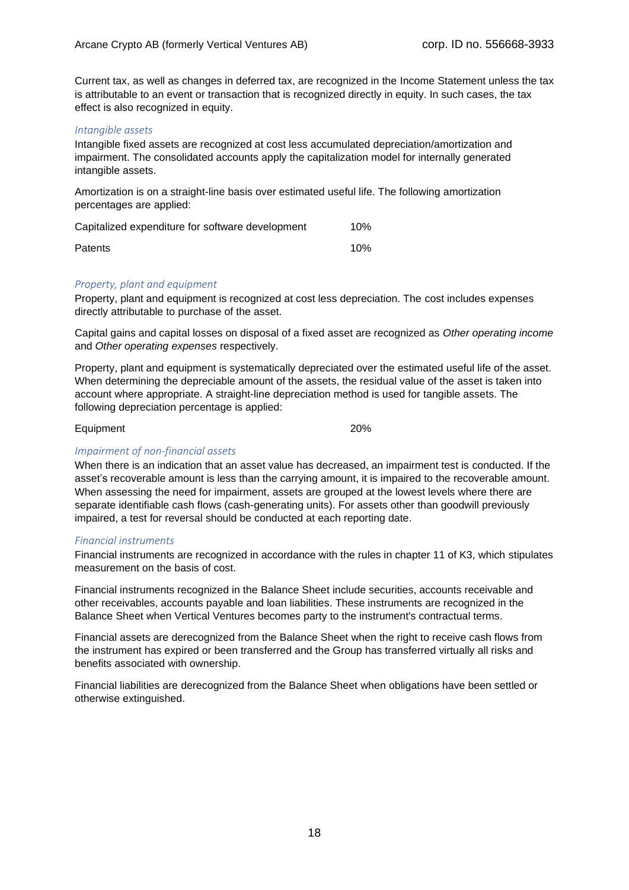Current tax, as well as changes in deferred tax, are recognized in the Income Statement unless the tax is attributable to an event or transaction that is recognized directly in equity. In such cases, the tax effect is also recognized in equity.

### *Intangible assets*

Intangible fixed assets are recognized at cost less accumulated depreciation/amortization and impairment. The consolidated accounts apply the capitalization model for internally generated intangible assets.

Amortization is on a straight-line basis over estimated useful life. The following amortization percentages are applied:

| | |
|---|---|
| Capitalized expenditure for software development | 10% |
| Patents | 10% |

### *Property, plant and equipment*

Property, plant and equipment is recognized at cost less depreciation. The cost includes expenses directly attributable to purchase of the asset.

Capital gains and capital losses on disposal of a fixed asset are recognized as *Other operating income* and *Other operating expenses* respectively.

Property, plant and equipment is systematically depreciated over the estimated useful life of the asset. When determining the depreciable amount of the assets, the residual value of the asset is taken into account where appropriate. A straight-line depreciation method is used for tangible assets. The following depreciation percentage is applied:

| | |
|---|---|
| Equipment | 20% |

### *Impairment of non-financial assets*

When there is an indication that an asset value has decreased, an impairment test is conducted. If the asset's recoverable amount is less than the carrying amount, it is impaired to the recoverable amount. When assessing the need for impairment, assets are grouped at the lowest levels where there are separate identifiable cash flows (cash-generating units). For assets other than goodwill previously impaired, a test for reversal should be conducted at each reporting date.

### *Financial instruments*

Financial instruments are recognized in accordance with the rules in chapter 11 of K3, which stipulates measurement on the basis of cost.

Financial instruments recognized in the Balance Sheet include securities, accounts receivable and other receivables, accounts payable and loan liabilities. These instruments are recognized in the Balance Sheet when Vertical Ventures becomes party to the instrument's contractual terms.

Financial assets are derecognized from the Balance Sheet when the right to receive cash flows from the instrument has expired or been transferred and the Group has transferred virtually all risks and benefits associated with ownership.

Financial liabilities are derecognized from the Balance Sheet when obligations have been settled or otherwise extinguished.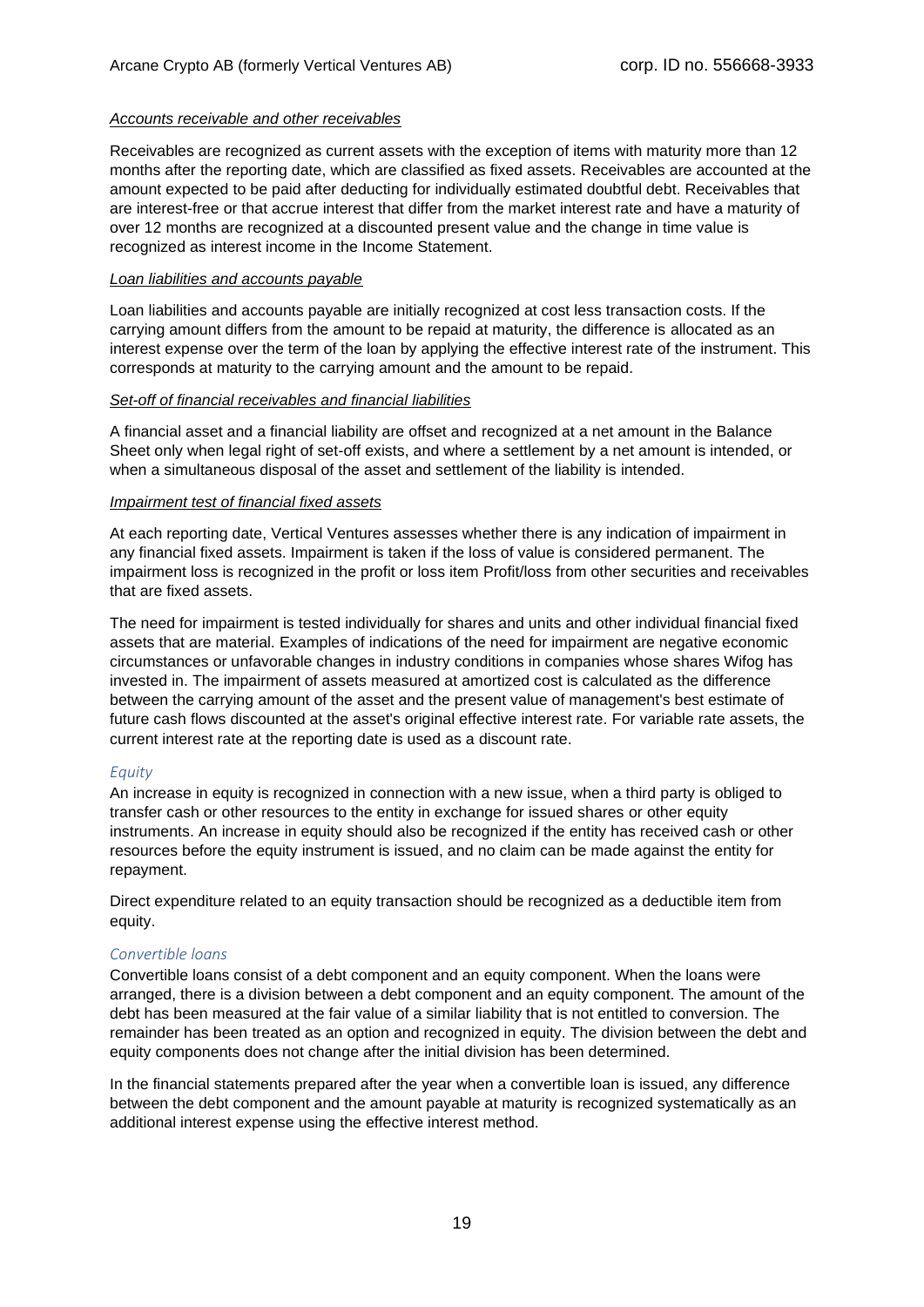*Accounts receivable and other receivables*

Receivables are recognized as current assets with the exception of items with maturity more than 12 months after the reporting date, which are classified as fixed assets. Receivables are accounted at the amount expected to be paid after deducting for individually estimated doubtful debt. Receivables that are interest-free or that accrue interest that differ from the market interest rate and have a maturity of over 12 months are recognized at a discounted present value and the change in time value is recognized as interest income in the Income Statement.

*Loan liabilities and accounts payable*

Loan liabilities and accounts payable are initially recognized at cost less transaction costs. If the carrying amount differs from the amount to be repaid at maturity, the difference is allocated as an interest expense over the term of the loan by applying the effective interest rate of the instrument. This corresponds at maturity to the carrying amount and the amount to be repaid.

*Set-off of financial receivables and financial liabilities*

A financial asset and a financial liability are offset and recognized at a net amount in the Balance Sheet only when legal right of set-off exists, and where a settlement by a net amount is intended, or when a simultaneous disposal of the asset and settlement of the liability is intended.

*Impairment test of financial fixed assets*

At each reporting date, Vertical Ventures assesses whether there is any indication of impairment in any financial fixed assets. Impairment is taken if the loss of value is considered permanent. The impairment loss is recognized in the profit or loss item Profit/loss from other securities and receivables that are fixed assets.

The need for impairment is tested individually for shares and units and other individual financial fixed assets that are material. Examples of indications of the need for impairment are negative economic circumstances or unfavorable changes in industry conditions in companies whose shares Wifog has invested in. The impairment of assets measured at amortized cost is calculated as the difference between the carrying amount of the asset and the present value of management's best estimate of future cash flows discounted at the asset's original effective interest rate. For variable rate assets, the current interest rate at the reporting date is used as a discount rate.

*Equity*

An increase in equity is recognized in connection with a new issue, when a third party is obliged to transfer cash or other resources to the entity in exchange for issued shares or other equity instruments. An increase in equity should also be recognized if the entity has received cash or other resources before the equity instrument is issued, and no claim can be made against the entity for repayment.

Direct expenditure related to an equity transaction should be recognized as a deductible item from equity.

*Convertible loans*

Convertible loans consist of a debt component and an equity component. When the loans were arranged, there is a division between a debt component and an equity component. The amount of the debt has been measured at the fair value of a similar liability that is not entitled to conversion. The remainder has been treated as an option and recognized in equity. The division between the debt and equity components does not change after the initial division has been determined.

In the financial statements prepared after the year when a convertible loan is issued, any difference between the debt component and the amount payable at maturity is recognized systematically as an additional interest expense using the effective interest method.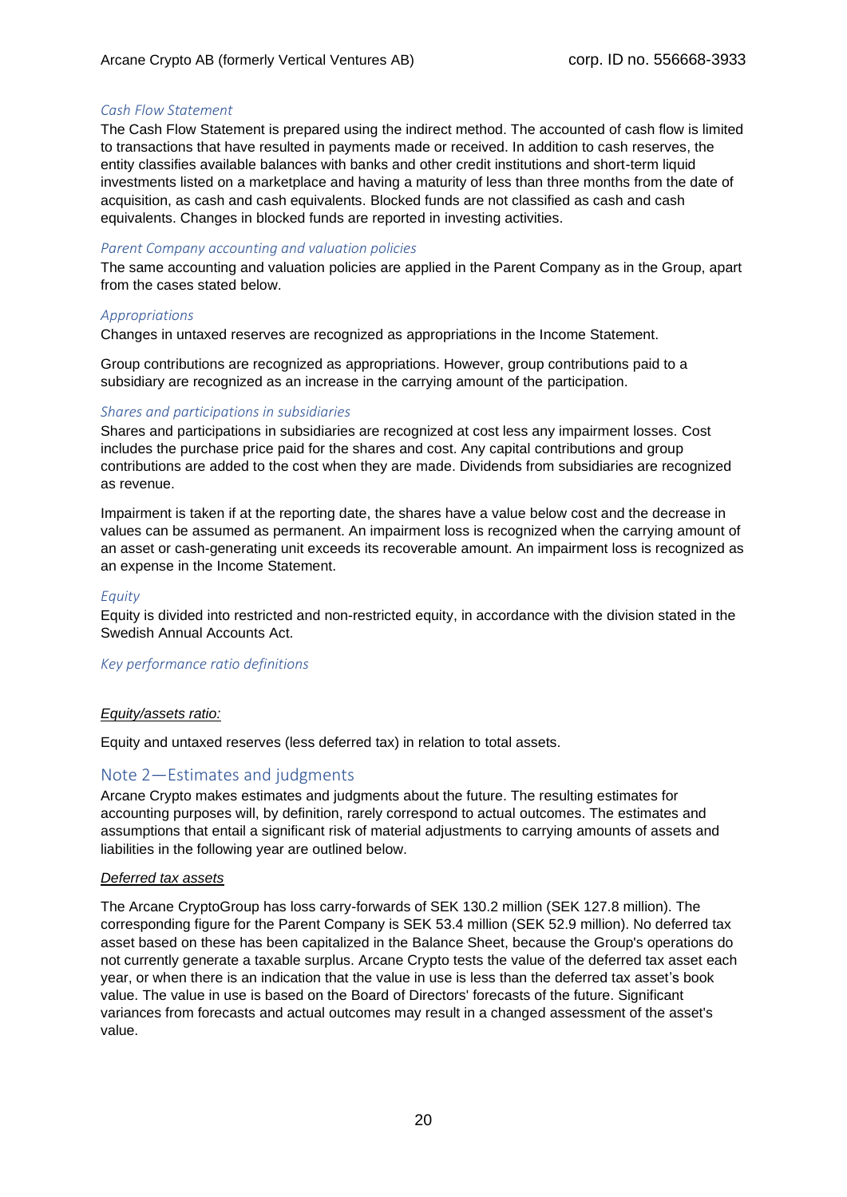### *Cash Flow Statement*

The Cash Flow Statement is prepared using the indirect method. The accounted of cash flow is limited to transactions that have resulted in payments made or received. In addition to cash reserves, the entity classifies available balances with banks and other credit institutions and short-term liquid investments listed on a marketplace and having a maturity of less than three months from the date of acquisition, as cash and cash equivalents. Blocked funds are not classified as cash and cash equivalents. Changes in blocked funds are reported in investing activities.

### *Parent Company accounting and valuation policies*

The same accounting and valuation policies are applied in the Parent Company as in the Group, apart from the cases stated below.

### *Appropriations*

Changes in untaxed reserves are recognized as appropriations in the Income Statement.

Group contributions are recognized as appropriations. However, group contributions paid to a subsidiary are recognized as an increase in the carrying amount of the participation.

### *Shares and participations in subsidiaries*

Shares and participations in subsidiaries are recognized at cost less any impairment losses. Cost includes the purchase price paid for the shares and cost. Any capital contributions and group contributions are added to the cost when they are made. Dividends from subsidiaries are recognized as revenue.

Impairment is taken if at the reporting date, the shares have a value below cost and the decrease in values can be assumed as permanent. An impairment loss is recognized when the carrying amount of an asset or cash-generating unit exceeds its recoverable amount. An impairment loss is recognized as an expense in the Income Statement.

### *Equity*

Equity is divided into restricted and non-restricted equity, in accordance with the division stated in the Swedish Annual Accounts Act.

### *Key performance ratio definitions*

*Equity/assets ratio:*

Equity and untaxed reserves (less deferred tax) in relation to total assets.

## Note 2—Estimates and judgments

Arcane Crypto makes estimates and judgments about the future. The resulting estimates for accounting purposes will, by definition, rarely correspond to actual outcomes. The estimates and assumptions that entail a significant risk of material adjustments to carrying amounts of assets and liabilities in the following year are outlined below.

*Deferred tax assets*

The Arcane CryptoGroup has loss carry-forwards of SEK 130.2 million (SEK 127.8 million). The corresponding figure for the Parent Company is SEK 53.4 million (SEK 52.9 million). No deferred tax asset based on these has been capitalized in the Balance Sheet, because the Group's operations do not currently generate a taxable surplus. Arcane Crypto tests the value of the deferred tax asset each year, or when there is an indication that the value in use is less than the deferred tax asset's book value. The value in use is based on the Board of Directors' forecasts of the future. Significant variances from forecasts and actual outcomes may result in a changed assessment of the asset's value.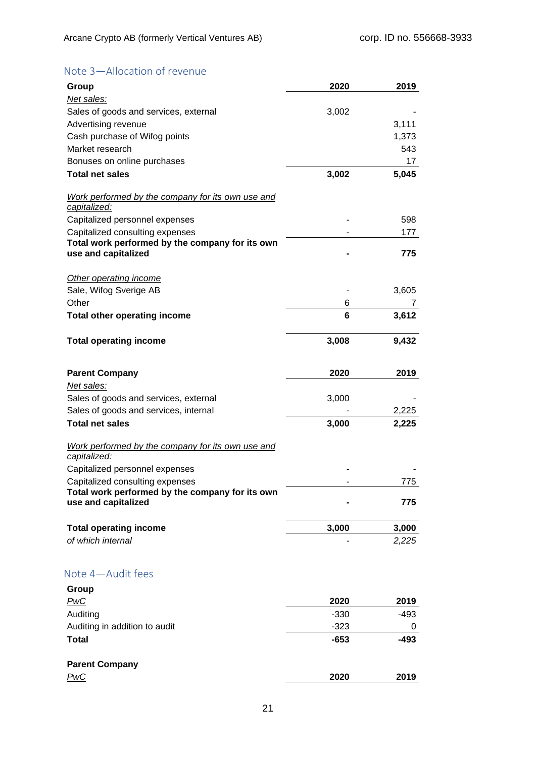## Note 3—Allocation of revenue

| Group | 2020 | 2019 |
|---|---|---|
| *Net sales:* | | |
| Sales of goods and services, external | 3,002 | - |
| Advertising revenue | | 3,111 |
| Cash purchase of Wifog points | | 1,373 |
| Market research | | 543 |
| Bonuses on online purchases | | 17 |
| **Total net sales** | **3,002** | **5,045** |
| | | |
| *Work performed by the company for its own use and capitalized:* | | |
| Capitalized personnel expenses | - | 598 |
| Capitalized consulting expenses | - | 177 |
| **Total work performed by the company for its own use and capitalized** | **-** | **775** |
| | | |
| *Other operating income* | | |
| Sale, Wifog Sverige AB | - | 3,605 |
| Other | 6 | 7 |
| **Total other operating income** | **6** | **3,612** |
| | | |
| **Total operating income** | **3,008** | **9,432** |

| Parent Company | 2020 | 2019 |
|---|---|---|
| *Net sales:* | | |
| Sales of goods and services, external | 3,000 | - |
| Sales of goods and services, internal | - | 2,225 |
| **Total net sales** | **3,000** | **2,225** |
| | | |
| *Work performed by the company for its own use and capitalized:* | | |
| Capitalized personnel expenses | - | - |
| Capitalized consulting expenses | - | 775 |
| **Total work performed by the company for its own use and capitalized** | **-** | **775** |
| | | |
| **Total operating income** | **3,000** | **3,000** |
| *of which internal* | - | *2,225* |

## Note 4—Audit fees

**Group**

| *PwC* | 2020 | 2019 |
|---|---|---|
| Auditing | -330 | -493 |
| Auditing in addition to audit | -323 | 0 |
| **Total** | **-653** | **-493** |

**Parent Company**

| *PwC* | 2020 | 2019 |
|---|---|---|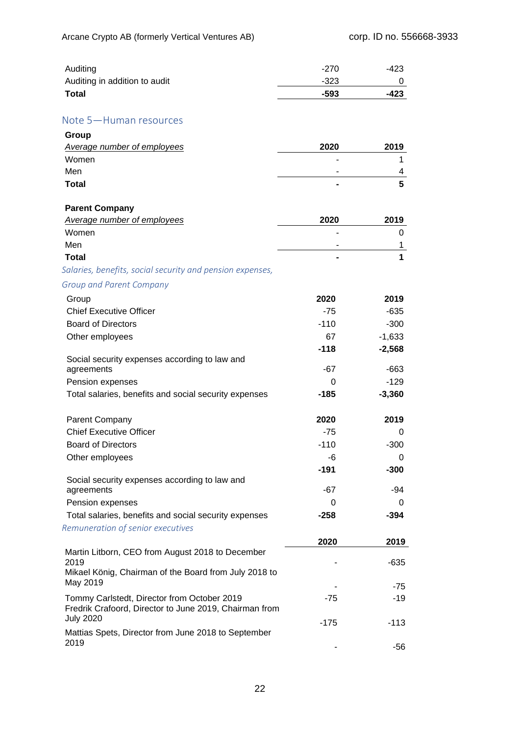| | | |
|---|---|---|
| Auditing | -270 | -423 |
| Auditing in addition to audit | -323 | 0 |
| **Total** | **-593** | **-423** |

## Note 5—Human resources

**Group**

| *Average number of employees* | **2020** | **2019** |
|---|---|---|
| Women | - | 1 |
| Men | - | 4 |
| **Total** | **-** | **5** |

**Parent Company**

| *Average number of employees* | **2020** | **2019** |
|---|---|---|
| Women | - | 0 |
| Men | - | 1 |
| **Total** | **-** | **1** |

*Salaries, benefits, social security and pension expenses, Group and Parent Company*

| Group | **2020** | **2019** |
|---|---|---|
| Chief Executive Officer | -75 | -635 |
| Board of Directors | -110 | -300 |
| Other employees | 67 | -1,633 |
| | **-118** | **-2,568** |
| Social security expenses according to law and agreements | -67 | -663 |
| Pension expenses | 0 | -129 |
| Total salaries, benefits and social security expenses | **-185** | **-3,360** |

| Parent Company | **2020** | **2019** |
|---|---|---|
| Chief Executive Officer | -75 | 0 |
| Board of Directors | -110 | -300 |
| Other employees | -6 | 0 |
| | **-191** | **-300** |
| Social security expenses according to law and agreements | -67 | -94 |
| Pension expenses | 0 | 0 |
| Total salaries, benefits and social security expenses | **-258** | **-394** |

*Remuneration of senior executives*

| | **2020** | **2019** |
|---|---|---|
| Martin Litborn, CEO from August 2018 to December 2019 | - | -635 |
| Mikael König, Chairman of the Board from July 2018 to May 2019 | - | -75 |
| Tommy Carlstedt, Director from October 2019 | -75 | -19 |
| Fredrik Crafoord, Director to June 2019, Chairman from July 2020 | -175 | -113 |
| Mattias Spets, Director from June 2018 to September 2019 | - | -56 |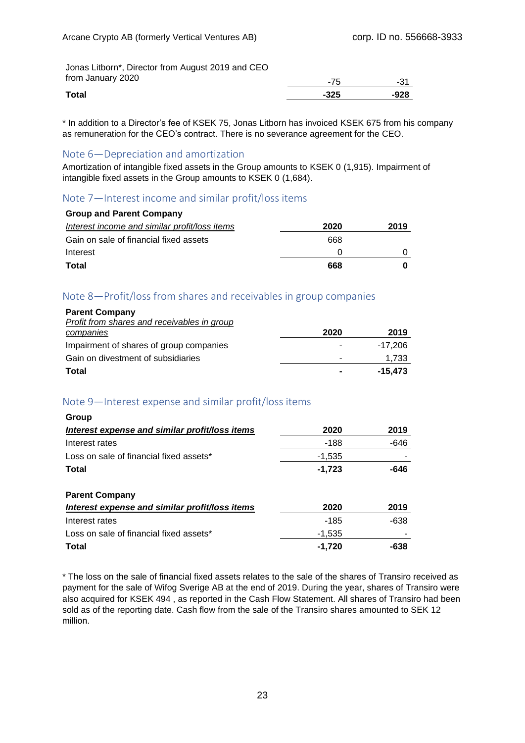| | | |
|---|---|---|
| Jonas Litborn*, Director from August 2019 and CEO from January 2020 | -75 | -31 |
| **Total** | **-325** | **-928** |

* In addition to a Director's fee of KSEK 75, Jonas Litborn has invoiced KSEK 675 from his company as remuneration for the CEO's contract. There is no severance agreement for the CEO.

## Note 6—Depreciation and amortization

Amortization of intangible fixed assets in the Group amounts to KSEK 0 (1,915). Impairment of intangible fixed assets in the Group amounts to KSEK 0 (1,684).

## Note 7—Interest income and similar profit/loss items

**Group and Parent Company**

| *Interest income and similar profit/loss items* | **2020** | **2019** |
|---|---|---|
| Gain on sale of financial fixed assets | 668 | |
| Interest | 0 | 0 |
| **Total** | **668** | **0** |

## Note 8—Profit/loss from shares and receivables in group companies

**Parent Company**

| *Profit from shares and receivables in group companies* | **2020** | **2019** |
|---|---|---|
| Impairment of shares of group companies | - | -17,206 |
| Gain on divestment of subsidiaries | - | 1,733 |
| **Total** | **-** | **-15,473** |

## Note 9—Interest expense and similar profit/loss items

**Group**

| ***Interest expense and similar profit/loss items*** | **2020** | **2019** |
|---|---|---|
| Interest rates | -188 | -646 |
| Loss on sale of financial fixed assets* | -1,535 | - |
| **Total** | **-1,723** | **-646** |

**Parent Company**

| ***Interest expense and similar profit/loss items*** | **2020** | **2019** |
|---|---|---|
| Interest rates | -185 | -638 |
| Loss on sale of financial fixed assets* | -1,535 | - |
| **Total** | **-1,720** | **-638** |

* The loss on the sale of financial fixed assets relates to the sale of the shares of Transiro received as payment for the sale of Wifog Sverige AB at the end of 2019. During the year, shares of Transiro were also acquired for KSEK 494 , as reported in the Cash Flow Statement. All shares of Transiro had been sold as of the reporting date. Cash flow from the sale of the Transiro shares amounted to SEK 12 million.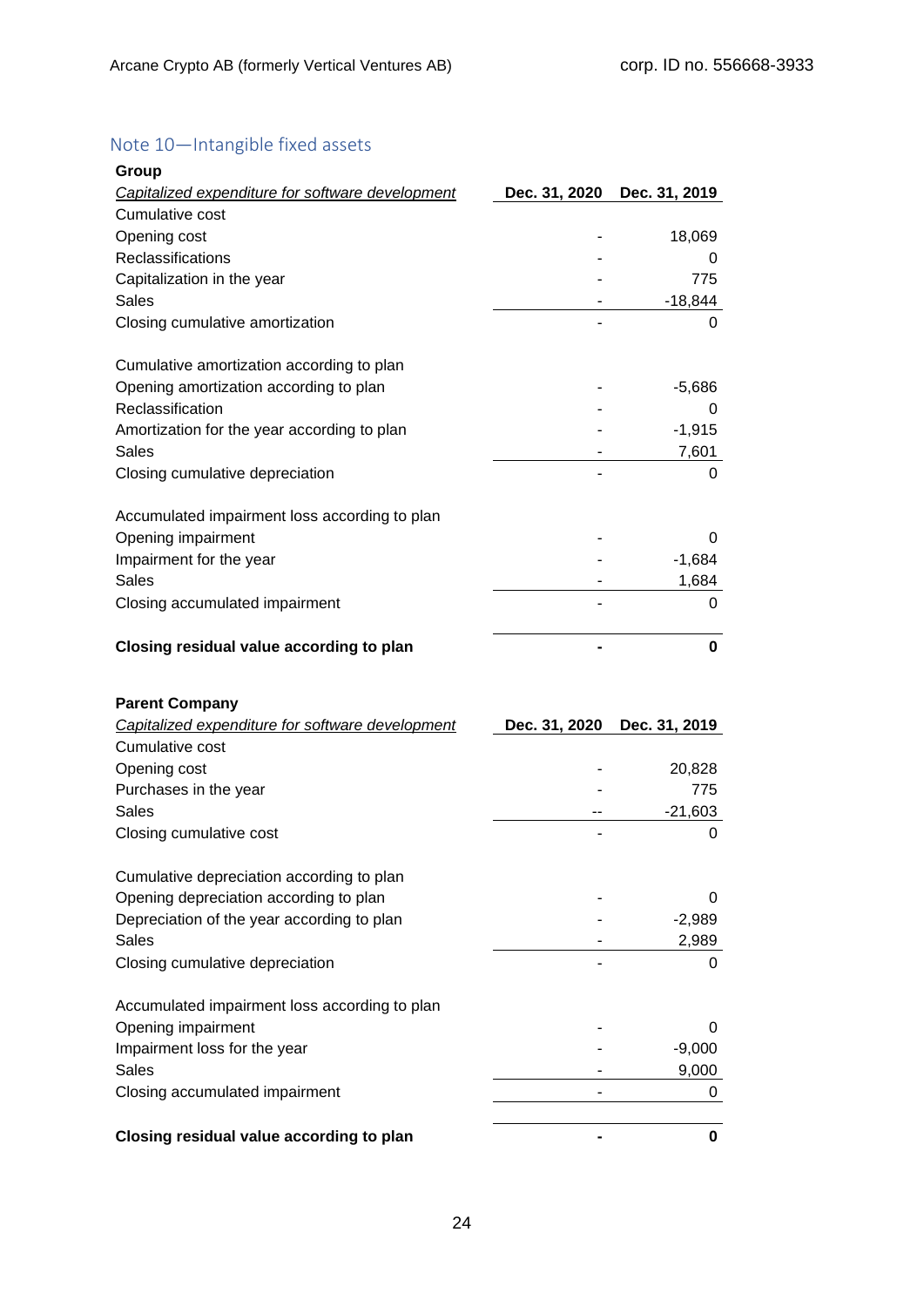## Note 10—Intangible fixed assets

**Group**

| *Capitalized expenditure for software development* | **Dec. 31, 2020** | **Dec. 31, 2019** |
|---|---|---|
| Cumulative cost | | |
| Opening cost | - | 18,069 |
| Reclassifications | - | 0 |
| Capitalization in the year | - | 775 |
| Sales | - | -18,844 |
| Closing cumulative amortization | - | 0 |
| | | |
| Cumulative amortization according to plan | | |
| Opening amortization according to plan | - | -5,686 |
| Reclassification | - | 0 |
| Amortization for the year according to plan | - | -1,915 |
| Sales | - | 7,601 |
| Closing cumulative depreciation | - | 0 |
| | | |
| Accumulated impairment loss according to plan | | |
| Opening impairment | - | 0 |
| Impairment for the year | - | -1,684 |
| Sales | - | 1,684 |
| Closing accumulated impairment | - | 0 |
| | | |
| **Closing residual value according to plan** | **-** | **0** |

**Parent Company**

| *Capitalized expenditure for software development* | **Dec. 31, 2020** | **Dec. 31, 2019** |
|---|---|---|
| Cumulative cost | | |
| Opening cost | - | 20,828 |
| Purchases in the year | - | 775 |
| Sales | -- | -21,603 |
| Closing cumulative cost | - | 0 |
| | | |
| Cumulative depreciation according to plan | | |
| Opening depreciation according to plan | - | 0 |
| Depreciation of the year according to plan | - | -2,989 |
| Sales | - | 2,989 |
| Closing cumulative depreciation | - | 0 |
| | | |
| Accumulated impairment loss according to plan | | |
| Opening impairment | - | 0 |
| Impairment loss for the year | - | -9,000 |
| Sales | - | 9,000 |
| Closing accumulated impairment | - | 0 |
| | | |
| **Closing residual value according to plan** | **-** | **0** |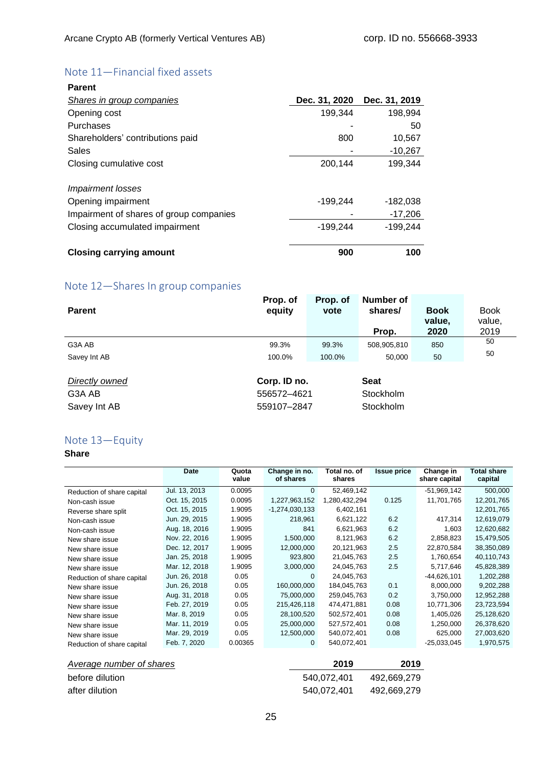## Note 11—Financial fixed assets

**Parent**

| *Shares in group companies* | **Dec. 31, 2020** | **Dec. 31, 2019** |
|---|---|---|
| Opening cost | 199,344 | 198,994 |
| Purchases | - | 50 |
| Shareholders' contributions paid | 800 | 10,567 |
| Sales | - | -10,267 |
| Closing cumulative cost | 200,144 | 199,344 |
| | | |
| *Impairment losses* | | |
| Opening impairment | -199,244 | -182,038 |
| Impairment of shares of group companies | - | -17,206 |
| Closing accumulated impairment | -199,244 | -199,244 |
| | | |
| **Closing carrying amount** | **900** | **100** |

## Note 12—Shares In group companies

| **Parent** | **Prop. of equity** | **Prop. of vote** | **Number of shares/ Prop.** | **Book value, 2020** | Book value, 2019 |
|---|---|---|---|---|---|
| G3A AB | 99.3% | 99.3% | 508,905,810 | 850 | 50 |
| Savey Int AB | 100.0% | 100.0% | 50,000 | 50 | 50 |

| *Directly owned* | **Corp. ID no.** | **Seat** |
|---|---|---|
| G3A AB | 556572–4621 | Stockholm |
| Savey Int AB | 559107–2847 | Stockholm |

## Note 13—Equity

**Share**

| | Date | Quota value | Change in no. of shares | Total no. of shares | Issue price | Change in share capital | Total share capital |
|---|---|---|---|---|---|---|---|
| Reduction of share capital | Jul. 13, 2013 | 0.0095 | 0 | 52,469,142 | | -51,969,142 | 500,000 |
| Non-cash issue | Oct. 15, 2015 | 0.0095 | 1,227,963,152 | 1,280,432,294 | 0.125 | 11,701,765 | 12,201,765 |
| Reverse share split | Oct. 15, 2015 | 1.9095 | -1,274,030,133 | 6,402,161 | | | 12,201,765 |
| Non-cash issue | Jun. 29, 2015 | 1.9095 | 218,961 | 6,621,122 | 6.2 | 417,314 | 12,619,079 |
| Non-cash issue | Aug. 18, 2016 | 1.9095 | 841 | 6,621,963 | 6.2 | 1,603 | 12,620,682 |
| New share issue | Nov. 22, 2016 | 1.9095 | 1,500,000 | 8,121,963 | 6.2 | 2,858,823 | 15,479,505 |
| New share issue | Dec. 12, 2017 | 1.9095 | 12,000,000 | 20,121,963 | 2.5 | 22,870,584 | 38,350,089 |
| New share issue | Jan. 25, 2018 | 1.9095 | 923,800 | 21,045,763 | 2.5 | 1,760,654 | 40,110,743 |
| New share issue | Mar. 12, 2018 | 1.9095 | 3,000,000 | 24,045,763 | 2.5 | 5,717,646 | 45,828,389 |
| Reduction of share capital | Jun. 26, 2018 | 0.05 | 0 | 24,045,763 | | -44,626,101 | 1,202,288 |
| New share issue | Jun. 26, 2018 | 0.05 | 160,000,000 | 184,045,763 | 0.1 | 8,000,000 | 9,202,288 |
| New share issue | Aug. 31, 2018 | 0.05 | 75,000,000 | 259,045,763 | 0.2 | 3,750,000 | 12,952,288 |
| New share issue | Feb. 27, 2019 | 0.05 | 215,426,118 | 474,471,881 | 0.08 | 10,771,306 | 23,723,594 |
| New share issue | Mar. 8, 2019 | 0.05 | 28,100,520 | 502,572,401 | 0.08 | 1,405,026 | 25,128,620 |
| New share issue | Mar. 11, 2019 | 0.05 | 25,000,000 | 527,572,401 | 0.08 | 1,250,000 | 26,378,620 |
| New share issue | Mar. 29, 2019 | 0.05 | 12,500,000 | 540,072,401 | 0.08 | 625,000 | 27,003,620 |
| Reduction of share capital | Feb. 7, 2020 | 0.00365 | 0 | 540,072,401 | | -25,033,045 | 1,970,575 |

| *Average number of shares* | **2019** | **2019** |
|---|---|---|
| before dilution | 540,072,401 | 492,669,279 |
| after dilution | 540,072,401 | 492,669,279 |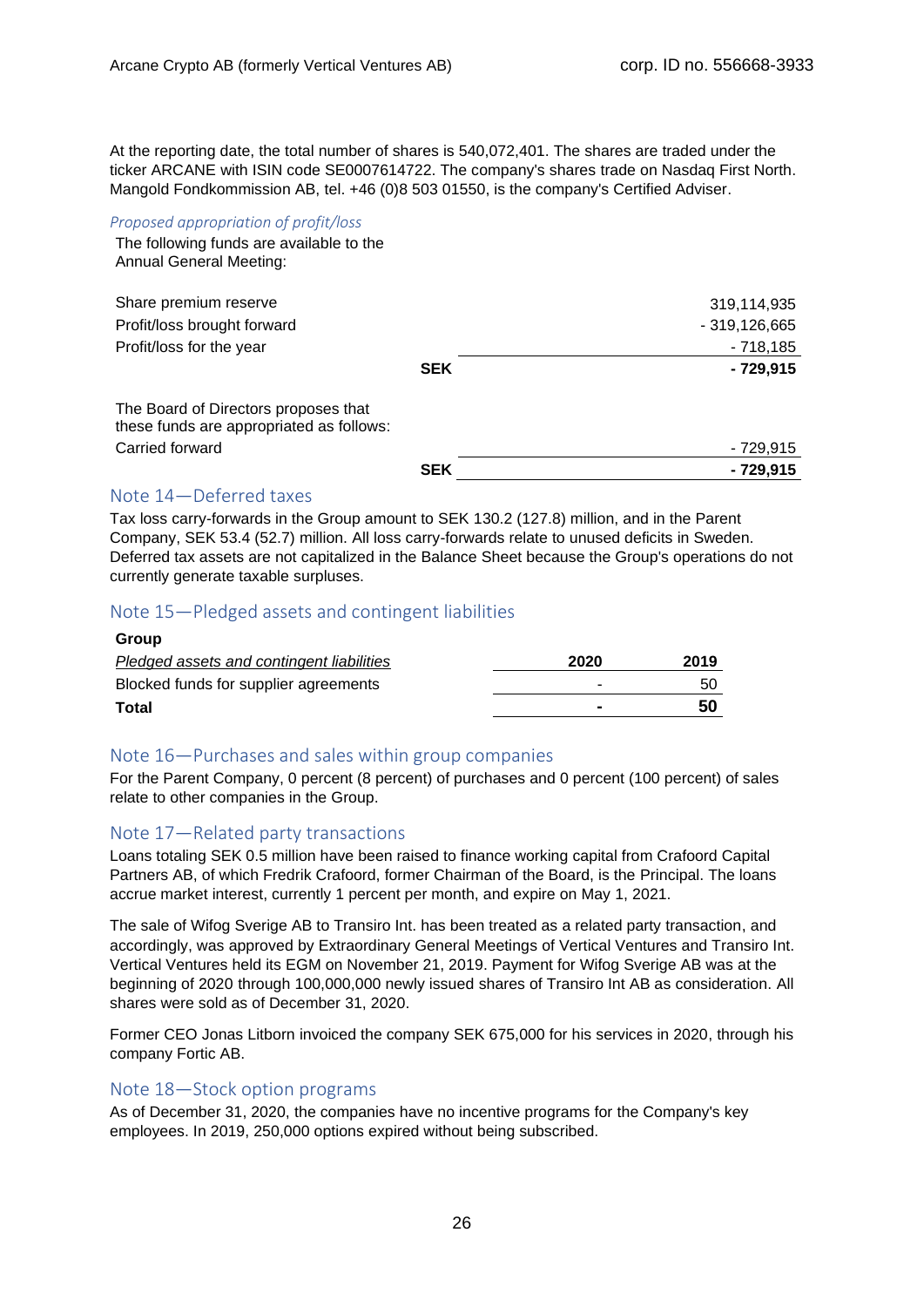At the reporting date, the total number of shares is 540,072,401. The shares are traded under the ticker ARCANE with ISIN code SE0007614722. The company's shares trade on Nasdaq First North. Mangold Fondkommission AB, tel. +46 (0)8 503 01550, is the company's Certified Adviser.

*Proposed appropriation of profit/loss*

The following funds are available to the Annual General Meeting:

| | | |
|---|---|---|
| Share premium reserve | | 319,114,935 |
| Profit/loss brought forward | | - 319,126,665 |
| Profit/loss for the year | | - 718,185 |
| | **SEK** | **- 729,915** |

The Board of Directors proposes that these funds are appropriated as follows:

| | | |
|---|---|---|
| Carried forward | | - 729,915 |
| | **SEK** | **- 729,915** |

## Note 14—Deferred taxes

Tax loss carry-forwards in the Group amount to SEK 130.2 (127.8) million, and in the Parent Company, SEK 53.4 (52.7) million. All loss carry-forwards relate to unused deficits in Sweden. Deferred tax assets are not capitalized in the Balance Sheet because the Group's operations do not currently generate taxable surpluses.

## Note 15—Pledged assets and contingent liabilities

**Group**

| *Pledged assets and contingent liabilities* | **2020** | **2019** |
|---|---|---|
| Blocked funds for supplier agreements | - | 50 |
| **Total** | **-** | **50** |

## Note 16—Purchases and sales within group companies

For the Parent Company, 0 percent (8 percent) of purchases and 0 percent (100 percent) of sales relate to other companies in the Group.

## Note 17—Related party transactions

Loans totaling SEK 0.5 million have been raised to finance working capital from Crafoord Capital Partners AB, of which Fredrik Crafoord, former Chairman of the Board, is the Principal. The loans accrue market interest, currently 1 percent per month, and expire on May 1, 2021.

The sale of Wifog Sverige AB to Transiro Int. has been treated as a related party transaction, and accordingly, was approved by Extraordinary General Meetings of Vertical Ventures and Transiro Int. Vertical Ventures held its EGM on November 21, 2019. Payment for Wifog Sverige AB was at the beginning of 2020 through 100,000,000 newly issued shares of Transiro Int AB as consideration. All shares were sold as of December 31, 2020.

Former CEO Jonas Litborn invoiced the company SEK 675,000 for his services in 2020, through his company Fortic AB.

## Note 18—Stock option programs

As of December 31, 2020, the companies have no incentive programs for the Company's key employees. In 2019, 250,000 options expired without being subscribed.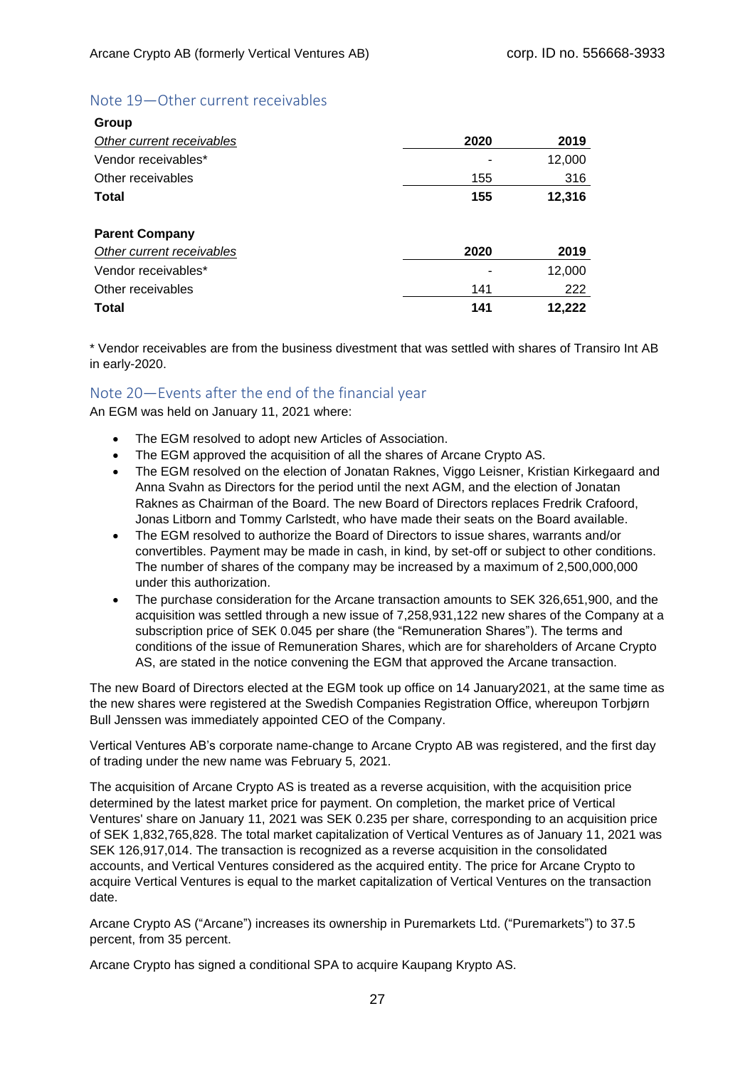## Note 19—Other current receivables

**Group**

| *Other current receivables* | 2020 | 2019 |
|---|---|---|
| Vendor receivables* | - | 12,000 |
| Other receivables | 155 | 316 |
| **Total** | **155** | **12,316** |

**Parent Company**

| *Other current receivables* | 2020 | 2019 |
|---|---|---|
| Vendor receivables* | - | 12,000 |
| Other receivables | 141 | 222 |
| **Total** | **141** | **12,222** |

* Vendor receivables are from the business divestment that was settled with shares of Transiro Int AB in early-2020.

## Note 20—Events after the end of the financial year

An EGM was held on January 11, 2021 where:

- The EGM resolved to adopt new Articles of Association.
- The EGM approved the acquisition of all the shares of Arcane Crypto AS.
- The EGM resolved on the election of Jonatan Raknes, Viggo Leisner, Kristian Kirkegaard and Anna Svahn as Directors for the period until the next AGM, and the election of Jonatan Raknes as Chairman of the Board. The new Board of Directors replaces Fredrik Crafoord, Jonas Litborn and Tommy Carlstedt, who have made their seats on the Board available.
- The EGM resolved to authorize the Board of Directors to issue shares, warrants and/or convertibles. Payment may be made in cash, in kind, by set-off or subject to other conditions. The number of shares of the company may be increased by a maximum of 2,500,000,000 under this authorization.
- The purchase consideration for the Arcane transaction amounts to SEK 326,651,900, and the acquisition was settled through a new issue of 7,258,931,122 new shares of the Company at a subscription price of SEK 0.045 per share (the "Remuneration Shares"). The terms and conditions of the issue of Remuneration Shares, which are for shareholders of Arcane Crypto AS, are stated in the notice convening the EGM that approved the Arcane transaction.

The new Board of Directors elected at the EGM took up office on 14 January2021, at the same time as the new shares were registered at the Swedish Companies Registration Office, whereupon Torbjørn Bull Jenssen was immediately appointed CEO of the Company.

Vertical Ventures AB's corporate name-change to Arcane Crypto AB was registered, and the first day of trading under the new name was February 5, 2021.

The acquisition of Arcane Crypto AS is treated as a reverse acquisition, with the acquisition price determined by the latest market price for payment. On completion, the market price of Vertical Ventures' share on January 11, 2021 was SEK 0.235 per share, corresponding to an acquisition price of SEK 1,832,765,828. The total market capitalization of Vertical Ventures as of January 11, 2021 was SEK 126,917,014. The transaction is recognized as a reverse acquisition in the consolidated accounts, and Vertical Ventures considered as the acquired entity. The price for Arcane Crypto to acquire Vertical Ventures is equal to the market capitalization of Vertical Ventures on the transaction date.

Arcane Crypto AS ("Arcane") increases its ownership in Puremarkets Ltd. ("Puremarkets") to 37.5 percent, from 35 percent.

Arcane Crypto has signed a conditional SPA to acquire Kaupang Krypto AS.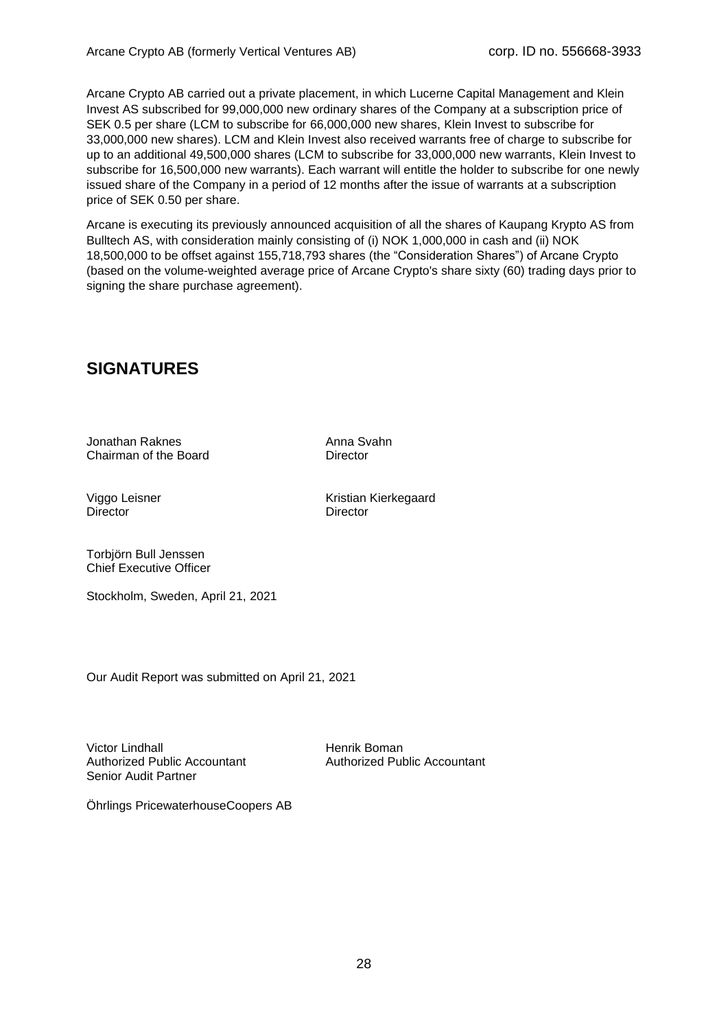Arcane Crypto AB carried out a private placement, in which Lucerne Capital Management and Klein Invest AS subscribed for 99,000,000 new ordinary shares of the Company at a subscription price of SEK 0.5 per share (LCM to subscribe for 66,000,000 new shares, Klein Invest to subscribe for 33,000,000 new shares). LCM and Klein Invest also received warrants free of charge to subscribe for up to an additional 49,500,000 shares (LCM to subscribe for 33,000,000 new warrants, Klein Invest to subscribe for 16,500,000 new warrants). Each warrant will entitle the holder to subscribe for one newly issued share of the Company in a period of 12 months after the issue of warrants at a subscription price of SEK 0.50 per share.

Arcane is executing its previously announced acquisition of all the shares of Kaupang Krypto AS from Bulltech AS, with consideration mainly consisting of (i) NOK 1,000,000 in cash and (ii) NOK 18,500,000 to be offset against 155,718,793 shares (the "Consideration Shares") of Arcane Crypto (based on the volume-weighted average price of Arcane Crypto's share sixty (60) trading days prior to signing the share purchase agreement).

## SIGNATURES

Jonathan Raknes
Chairman of the Board

Anna Svahn
Director

Viggo Leisner
Director

Kristian Kierkegaard
Director

Torbjörn Bull Jenssen
Chief Executive Officer

Stockholm, Sweden, April 21, 2021

Our Audit Report was submitted on April 21, 2021

Victor Lindhall
Authorized Public Accountant
Senior Audit Partner

Henrik Boman
Authorized Public Accountant

Öhrlings PricewaterhouseCoopers AB